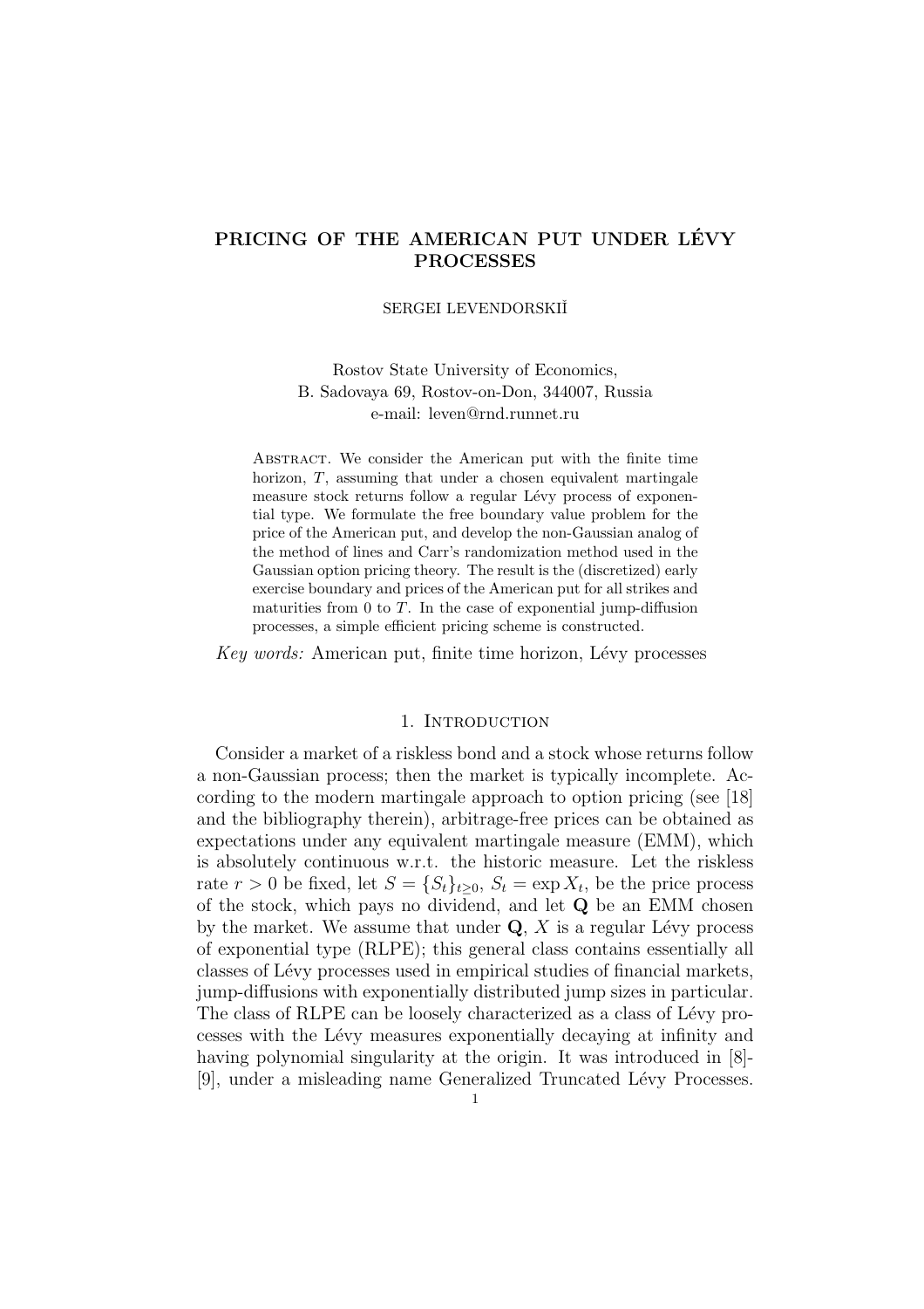# PRICING OF THE AMERICAN PUT UNDER LÉVY PROCESSES

SERGEI LEVENDORSKIĬ

Rostov State University of Economics,
B. Sadovaya 69, Rostov-on-Don, 344007, Russia
e-mail: leven@rnd.runnet.ru

Abstract. We consider the American put with the finite time horizon, $T$, assuming that under a chosen equivalent martingale measure stock returns follow a regular Lévy process of exponential type. We formulate the free boundary value problem for the price of the American put, and develop the non-Gaussian analog of the method of lines and Carr's randomization method used in the Gaussian option pricing theory. The result is the (discretized) early exercise boundary and prices of the American put for all strikes and maturities from 0 to $T$. In the case of exponential jump-diffusion processes, a simple efficient pricing scheme is constructed.

*Key words:* American put, finite time horizon, Lévy processes

## 1. Introduction

Consider a market of a riskless bond and a stock whose returns follow a non-Gaussian process; then the market is typically incomplete. According to the modern martingale approach to option pricing (see [18] and the bibliography therein), arbitrage-free prices can be obtained as expectations under any equivalent martingale measure (EMM), which is absolutely continuous w.r.t. the historic measure. Let the riskless rate $r > 0$ be fixed, let $S = \{S_t\}_{t\geq 0}$, $S_t = \exp X_t$, be the price process of the stock, which pays no dividend, and let $\mathbf{Q}$ be an EMM chosen by the market. We assume that under $\mathbf{Q}$, $X$ is a regular Lévy process of exponential type (RLPE); this general class contains essentially all classes of Lévy processes used in empirical studies of financial markets, jump-diffusions with exponentially distributed jump sizes in particular. The class of RLPE can be loosely characterized as a class of Lévy processes with the Lévy measures exponentially decaying at infinity and having polynomial singularity at the origin. It was introduced in [8]-[9], under a misleading name Generalized Truncated Lévy Processes.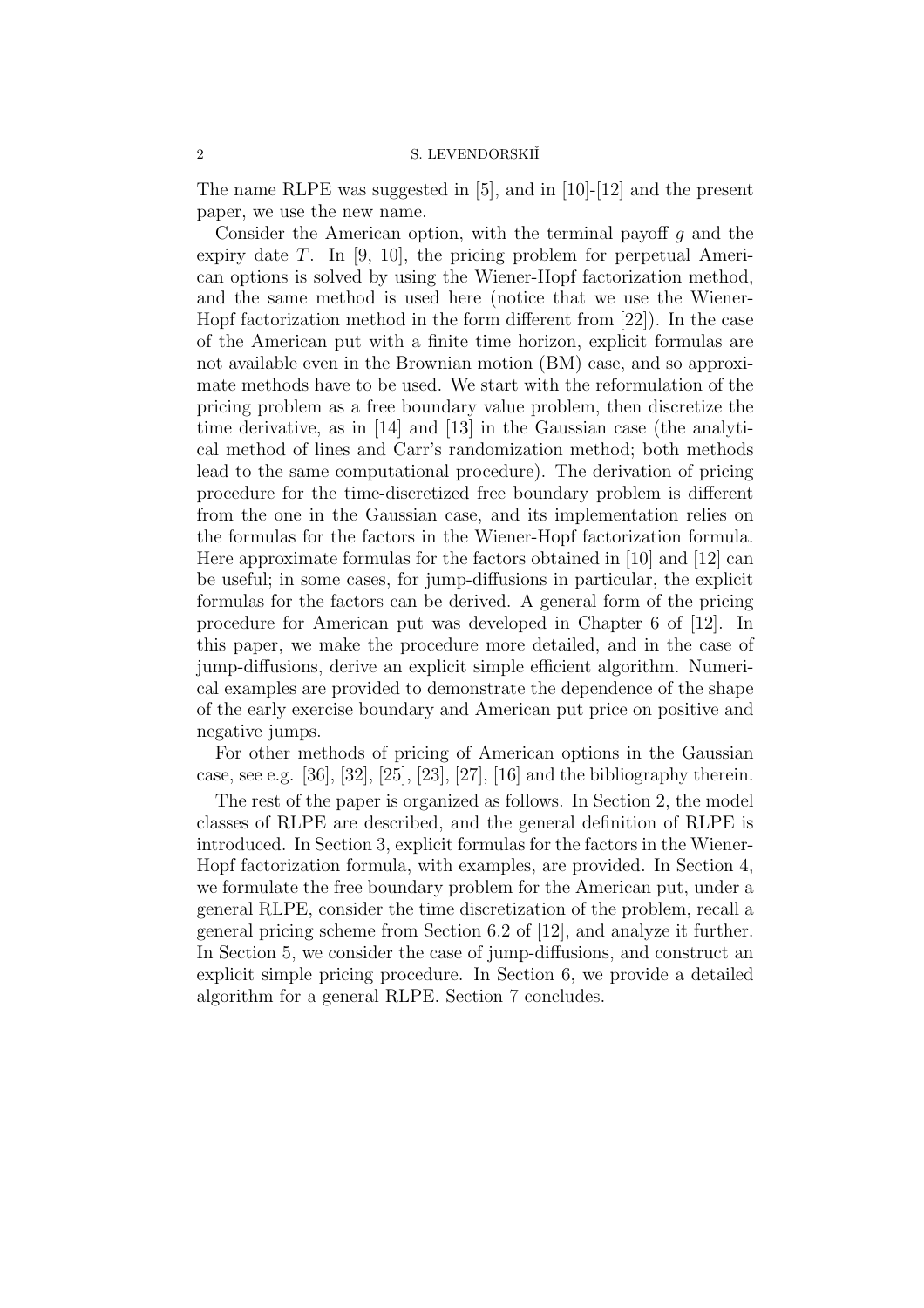The name RLPE was suggested in [5], and in [10]-[12] and the present paper, we use the new name.

Consider the American option, with the terminal payoff $g$ and the expiry date $T$. In [9, 10], the pricing problem for perpetual American options is solved by using the Wiener-Hopf factorization method, and the same method is used here (notice that we use the Wiener-Hopf factorization method in the form different from [22]). In the case of the American put with a finite time horizon, explicit formulas are not available even in the Brownian motion (BM) case, and so approximate methods have to be used. We start with the reformulation of the pricing problem as a free boundary value problem, then discretize the time derivative, as in [14] and [13] in the Gaussian case (the analytical method of lines and Carr's randomization method; both methods lead to the same computational procedure). The derivation of pricing procedure for the time-discretized free boundary problem is different from the one in the Gaussian case, and its implementation relies on the formulas for the factors in the Wiener-Hopf factorization formula. Here approximate formulas for the factors obtained in [10] and [12] can be useful; in some cases, for jump-diffusions in particular, the explicit formulas for the factors can be derived. A general form of the pricing procedure for American put was developed in Chapter 6 of [12]. In this paper, we make the procedure more detailed, and in the case of jump-diffusions, derive an explicit simple efficient algorithm. Numerical examples are provided to demonstrate the dependence of the shape of the early exercise boundary and American put price on positive and negative jumps.

For other methods of pricing of American options in the Gaussian case, see e.g. [36], [32], [25], [23], [27], [16] and the bibliography therein.

The rest of the paper is organized as follows. In Section 2, the model classes of RLPE are described, and the general definition of RLPE is introduced. In Section 3, explicit formulas for the factors in the Wiener-Hopf factorization formula, with examples, are provided. In Section 4, we formulate the free boundary problem for the American put, under a general RLPE, consider the time discretization of the problem, recall a general pricing scheme from Section 6.2 of [12], and analyze it further. In Section 5, we consider the case of jump-diffusions, and construct an explicit simple pricing procedure. In Section 6, we provide a detailed algorithm for a general RLPE. Section 7 concludes.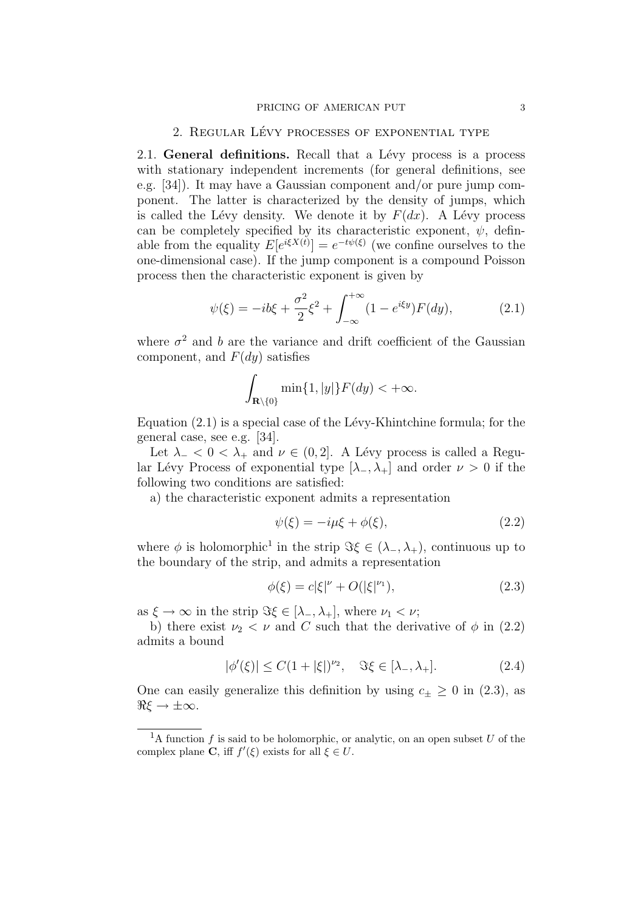## 2. Regular Lévy processes of exponential type

**2.1. General definitions.** Recall that a Lévy process is a process with stationary independent increments (for general definitions, see e.g. [34]). It may have a Gaussian component and/or pure jump component. The latter is characterized by the density of jumps, which is called the Lévy density. We denote it by $F(dx)$. A Lévy process can be completely specified by its characteristic exponent, $\psi$, definable from the equality $E[e^{i\xi X(t)}] = e^{-t\psi(\xi)}$ (we confine ourselves to the one-dimensional case). If the jump component is a compound Poisson process then the characteristic exponent is given by

$$\psi(\xi) = -ib\xi + \frac{\sigma^2}{2}\xi^2 + \int_{-\infty}^{+\infty}(1 - e^{i\xi y})F(dy), \tag{2.1}$$

where $\sigma^2$ and $b$ are the variance and drift coefficient of the Gaussian component, and $F(dy)$ satisfies

$$\int_{\mathbf{R}\setminus\{0\}} \min\{1, |y|\}F(dy) < +\infty.$$

Equation (2.1) is a special case of the Lévy-Khintchine formula; for the general case, see e.g. [34].

Let $\lambda_- < 0 < \lambda_+$ and $\nu \in (0, 2]$. A Lévy process is called a Regular Lévy Process of exponential type $[\lambda_-, \lambda_+]$ and order $\nu > 0$ if the following two conditions are satisfied:

a) the characteristic exponent admits a representation

$$\psi(\xi) = -i\mu\xi + \phi(\xi), \tag{2.2}$$

where $\phi$ is holomorphic[1] in the strip $\Im\xi \in (\lambda_-, \lambda_+)$, continuous up to the boundary of the strip, and admits a representation

$$\phi(\xi) = c|\xi|^\nu + O(|\xi|^{\nu_1}), \tag{2.3}$$

as $\xi \to \infty$ in the strip $\Im\xi \in [\lambda_-, \lambda_+]$, where $\nu_1 < \nu$;

b) there exist $\nu_2 < \nu$ and $C$ such that the derivative of $\phi$ in (2.2) admits a bound

$$|\phi'(\xi)| \leq C(1 + |\xi|)^{\nu_2}, \quad \Im\xi \in [\lambda_-, \lambda_+]. \tag{2.4}$$

One can easily generalize this definition by using $c_\pm \geq 0$ in (2.3), as $\Re\xi \to \pm\infty$.

---

[1] A function $f$ is said to be holomorphic, or analytic, on an open subset $U$ of the complex plane $\mathbf{C}$, iff $f'(\xi)$ exists for all $\xi \in U$.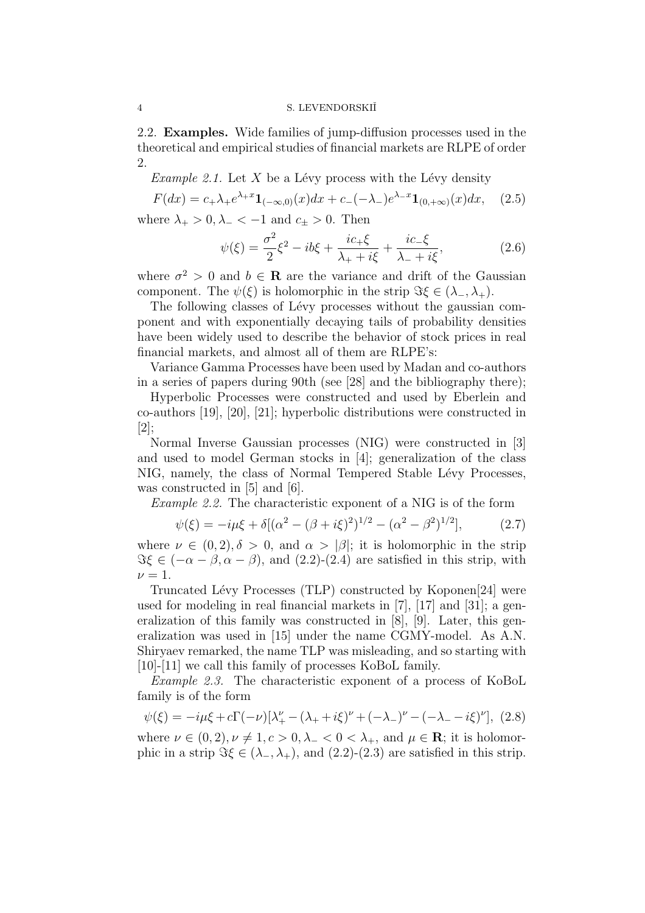2.2. **Examples.** Wide families of jump-diffusion processes used in the theoretical and empirical studies of financial markets are RLPE of order 2.

*Example 2.1.* Let $X$ be a Lévy process with the Lévy density

$$F(dx) = c_+\lambda_+ e^{\lambda_+ x}\mathbf{1}_{(-\infty,0)}(x)dx + c_-(-\lambda_-)e^{\lambda_- x}\mathbf{1}_{(0,+\infty)}(x)dx, \quad (2.5)$$

where $\lambda_+ > 0, \lambda_- < -1$ and $c_\pm > 0$. Then

$$\psi(\xi) = \frac{\sigma^2}{2}\xi^2 - ib\xi + \frac{ic_+\xi}{\lambda_+ + i\xi} + \frac{ic_-\xi}{\lambda_- + i\xi}, \quad (2.6)$$

where $\sigma^2 > 0$ and $b \in \mathbf{R}$ are the variance and drift of the Gaussian component. The $\psi(\xi)$ is holomorphic in the strip $\Im\xi \in (\lambda_-, \lambda_+)$.

The following classes of Lévy processes without the gaussian component and with exponentially decaying tails of probability densities have been widely used to describe the behavior of stock prices in real financial markets, and almost all of them are RLPE's:

Variance Gamma Processes have been used by Madan and co-authors in a series of papers during 90th (see [28] and the bibliography there);

Hyperbolic Processes were constructed and used by Eberlein and co-authors [19], [20], [21]; hyperbolic distributions were constructed in [2];

Normal Inverse Gaussian processes (NIG) were constructed in [3] and used to model German stocks in [4]; generalization of the class NIG, namely, the class of Normal Tempered Stable Lévy Processes, was constructed in [5] and [6].

*Example 2.2.* The characteristic exponent of a NIG is of the form

$$\psi(\xi) = -i\mu\xi + \delta[(\alpha^2 - (\beta + i\xi)^2)^{1/2} - (\alpha^2 - \beta^2)^{1/2}], \quad (2.7)$$

where $\nu \in (0, 2), \delta > 0$, and $\alpha > |\beta|$; it is holomorphic in the strip $\Im\xi \in (-\alpha - \beta, \alpha - \beta)$, and (2.2)-(2.4) are satisfied in this strip, with $\nu = 1$.

Truncated Lévy Processes (TLP) constructed by Koponen[24] were used for modeling in real financial markets in [7], [17] and [31]; a generalization of this family was constructed in [8], [9]. Later, this generalization was used in [15] under the name CGMY-model. As A.N. Shiryaev remarked, the name TLP was misleading, and so starting with [10]-[11] we call this family of processes KoBoL family.

*Example 2.3.* The characteristic exponent of a process of KoBoL family is of the form

$$\psi(\xi) = -i\mu\xi + c\Gamma(-\nu)[\lambda_+^\nu - (\lambda_+ + i\xi)^\nu + (-\lambda_-)^\nu - (-\lambda_- - i\xi)^\nu], \quad (2.8)$$

where $\nu \in (0, 2), \nu \neq 1, c > 0, \lambda_- < 0 < \lambda_+$, and $\mu \in \mathbf{R}$; it is holomorphic in a strip $\Im\xi \in (\lambda_-, \lambda_+)$, and (2.2)-(2.3) are satisfied in this strip.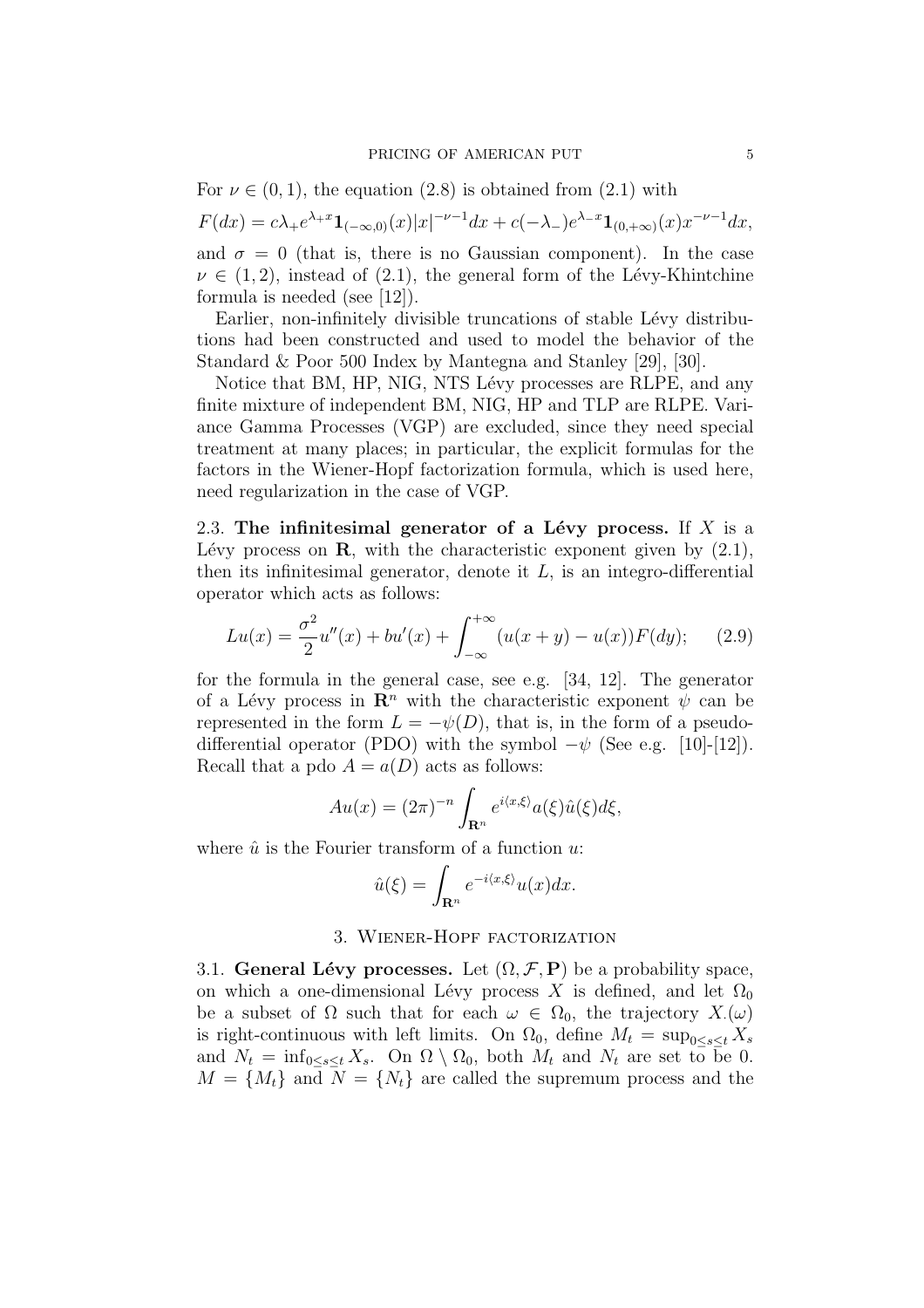For $\nu \in (0, 1)$, the equation (2.8) is obtained from (2.1) with

$$F(dx) = c\lambda_+ e^{\lambda_+ x}\mathbf{1}_{(-\infty,0)}(x)|x|^{-\nu-1}dx + c(-\lambda_-)e^{\lambda_- x}\mathbf{1}_{(0,+\infty)}(x)x^{-\nu-1}dx,$$

and $\sigma = 0$ (that is, there is no Gaussian component). In the case $\nu \in (1, 2)$, instead of (2.1), the general form of the Lévy-Khintchine formula is needed (see [12]).

Earlier, non-infinitely divisible truncations of stable Lévy distributions had been constructed and used to model the behavior of the Standard & Poor 500 Index by Mantegna and Stanley [29], [30].

Notice that BM, HP, NIG, NTS Lévy processes are RLPE, and any finite mixture of independent BM, NIG, HP and TLP are RLPE. Variance Gamma Processes (VGP) are excluded, since they need special treatment at many places; in particular, the explicit formulas for the factors in the Wiener-Hopf factorization formula, which is used here, need regularization in the case of VGP.

### 2.3. The infinitesimal generator of a Lévy process.

If $X$ is a Lévy process on $\mathbf{R}$, with the characteristic exponent given by (2.1), then its infinitesimal generator, denote it $L$, is an integro-differential operator which acts as follows:

$$Lu(x) = \frac{\sigma^2}{2}u''(x) + bu'(x) + \int_{-\infty}^{+\infty}(u(x+y) - u(x))F(dy); \qquad (2.9)$$

for the formula in the general case, see e.g. [34, 12]. The generator of a Lévy process in $\mathbf{R}^n$ with the characteristic exponent $\psi$ can be represented in the form $L = -\psi(D)$, that is, in the form of a pseudo-differential operator (PDO) with the symbol $-\psi$ (See e.g. [10]-[12]). Recall that a pdo $A = a(D)$ acts as follows:

$$Au(x) = (2\pi)^{-n}\int_{\mathbf{R}^n} e^{i\langle x,\xi\rangle}a(\xi)\hat{u}(\xi)d\xi,$$

where $\hat{u}$ is the Fourier transform of a function $u$:

$$\hat{u}(\xi) = \int_{\mathbf{R}^n} e^{-i\langle x,\xi\rangle}u(x)dx.$$

## 3. Wiener-Hopf factorization

### 3.1. General Lévy processes.

Let $(\Omega, \mathcal{F}, \mathbf{P})$ be a probability space, on which a one-dimensional Lévy process $X$ is defined, and let $\Omega_0$ be a subset of $\Omega$ such that for each $\omega \in \Omega_0$, the trajectory $X_\cdot(\omega)$ is right-continuous with left limits. On $\Omega_0$, define $M_t = \sup_{0\le s\le t} X_s$ and $N_t = \inf_{0\le s\le t} X_s$. On $\Omega \setminus \Omega_0$, both $M_t$ and $N_t$ are set to be 0. $M = \{M_t\}$ and $N = \{N_t\}$ are called the supremum process and the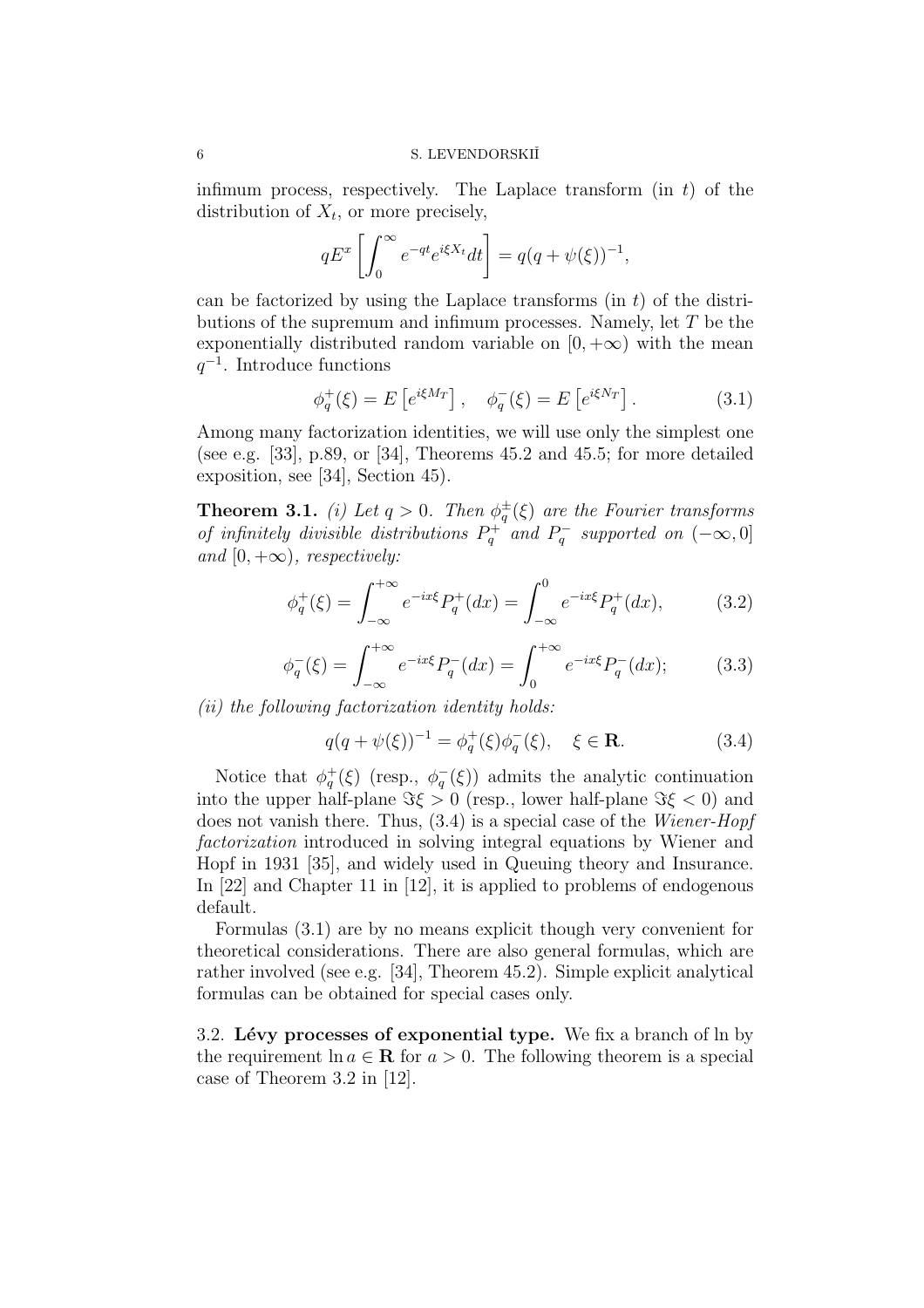infimum process, respectively. The Laplace transform (in $t$) of the distribution of $X_t$, or more precisely,

$$qE^x\left[\int_0^\infty e^{-qt}e^{i\xi X_t}dt\right] = q(q+\psi(\xi))^{-1},$$

can be factorized by using the Laplace transforms (in $t$) of the distributions of the supremum and infimum processes. Namely, let $T$ be the exponentially distributed random variable on $[0,+\infty)$ with the mean $q^{-1}$. Introduce functions

$$\phi_q^+(\xi) = E\left[e^{i\xi M_T}\right], \quad \phi_q^-(\xi) = E\left[e^{i\xi N_T}\right]. \tag{3.1}$$

Among many factorization identities, we will use only the simplest one (see e.g. [33], p.89, or [34], Theorems 45.2 and 45.5; for more detailed exposition, see [34], Section 45).

**Theorem 3.1.** *(i) Let $q > 0$. Then $\phi_q^\pm(\xi)$ are the Fourier transforms of infinitely divisible distributions $P_q^+$ and $P_q^-$ supported on $(-\infty, 0]$ and $[0,+\infty)$, respectively:*

$$\phi_q^+(\xi) = \int_{-\infty}^{+\infty} e^{-ix\xi}P_q^+(dx) = \int_{-\infty}^{0} e^{-ix\xi}P_q^+(dx), \tag{3.2}$$

$$\phi_q^-(\xi) = \int_{-\infty}^{+\infty} e^{-ix\xi}P_q^-(dx) = \int_{0}^{+\infty} e^{-ix\xi}P_q^-(dx); \tag{3.3}$$

*(ii) the following factorization identity holds:*

$$q(q+\psi(\xi))^{-1} = \phi_q^+(\xi)\phi_q^-(\xi), \quad \xi \in \mathbf{R}. \tag{3.4}$$

Notice that $\phi_q^+(\xi)$ (resp., $\phi_q^-(\xi)$) admits the analytic continuation into the upper half-plane $\Im\xi > 0$ (resp., lower half-plane $\Im\xi < 0$) and does not vanish there. Thus, (3.4) is a special case of the *Wiener-Hopf factorization* introduced in solving integral equations by Wiener and Hopf in 1931 [35], and widely used in Queuing theory and Insurance. In [22] and Chapter 11 in [12], it is applied to problems of endogenous default.

Formulas (3.1) are by no means explicit though very convenient for theoretical considerations. There are also general formulas, which are rather involved (see e.g. [34], Theorem 45.2). Simple explicit analytical formulas can be obtained for special cases only.

### 3.2. Lévy processes of exponential type.

We fix a branch of ln by the requirement $\ln a \in \mathbf{R}$ for $a > 0$. The following theorem is a special case of Theorem 3.2 in [12].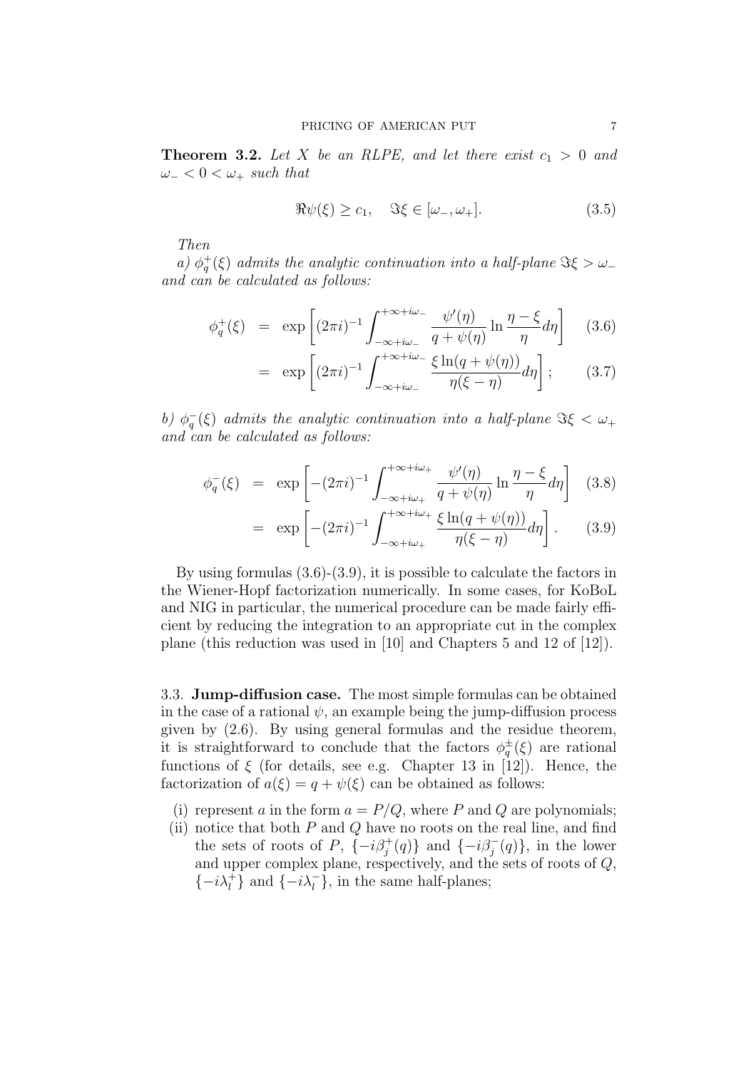**Theorem 3.2.** *Let $X$ be an RLPE, and let there exist $c_1 > 0$ and $\omega_- < 0 < \omega_+$ such that*

$$\Re\psi(\xi) \geq c_1, \quad \Im\xi \in [\omega_-, \omega_+]. \tag{3.5}$$

*Then*

*a) $\phi_q^+(\xi)$ admits the analytic continuation into a half-plane $\Im\xi > \omega_-$ and can be calculated as follows:*

$$\begin{aligned}
\phi_q^+(\xi) &= \exp\left[(2\pi i)^{-1}\int_{-\infty+i\omega_-}^{+\infty+i\omega_-} \frac{\psi'(\eta)}{q+\psi(\eta)}\ln\frac{\eta-\xi}{\eta}d\eta\right] &(3.6)\\
&= \exp\left[(2\pi i)^{-1}\int_{-\infty+i\omega_-}^{+\infty+i\omega_-} \frac{\xi\ln(q+\psi(\eta))}{\eta(\xi-\eta)}d\eta\right]; &(3.7)
\end{aligned}$$

*b) $\phi_q^-(\xi)$ admits the analytic continuation into a half-plane $\Im\xi < \omega_+$ and can be calculated as follows:*

$$\begin{aligned}
\phi_q^-(\xi) &= \exp\left[-(2\pi i)^{-1}\int_{-\infty+i\omega_+}^{+\infty+i\omega_+} \frac{\psi'(\eta)}{q+\psi(\eta)}\ln\frac{\eta-\xi}{\eta}d\eta\right] &(3.8)\\
&= \exp\left[-(2\pi i)^{-1}\int_{-\infty+i\omega_+}^{+\infty+i\omega_+} \frac{\xi\ln(q+\psi(\eta))}{\eta(\xi-\eta)}d\eta\right]. &(3.9)
\end{aligned}$$

By using formulas (3.6)-(3.9), it is possible to calculate the factors in the Wiener-Hopf factorization numerically. In some cases, for KoBoL and NIG in particular, the numerical procedure can be made fairly efficient by reducing the integration to an appropriate cut in the complex plane (this reduction was used in [10] and Chapters 5 and 12 of [12]).

3.3. **Jump-diffusion case.** The most simple formulas can be obtained in the case of a rational $\psi$, an example being the jump-diffusion process given by (2.6). By using general formulas and the residue theorem, it is straightforward to conclude that the factors $\phi_q^\pm(\xi)$ are rational functions of $\xi$ (for details, see e.g. Chapter 13 in [12]). Hence, the factorization of $a(\xi) = q + \psi(\xi)$ can be obtained as follows:

(i) represent $a$ in the form $a = P/Q$, where $P$ and $Q$ are polynomials;

(ii) notice that both $P$ and $Q$ have no roots on the real line, and find the sets of roots of $P$, $\{-i\beta_j^+(q)\}$ and $\{-i\beta_j^-(q)\}$, in the lower and upper complex plane, respectively, and the sets of roots of $Q$, $\{-i\lambda_l^+\}$ and $\{-i\lambda_l^-\}$, in the same half-planes;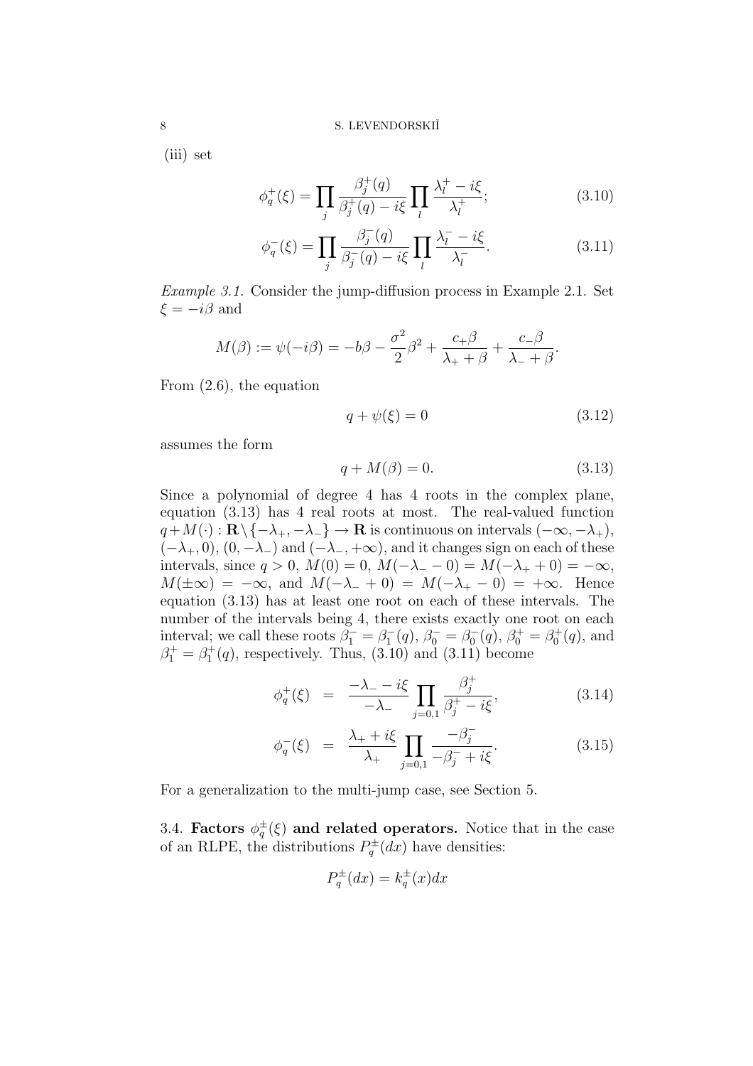(iii) set

$$\phi_q^+(\xi) = \prod_j \frac{\beta_j^+(q)}{\beta_j^+(q) - i\xi} \prod_l \frac{\lambda_l^+ - i\xi}{\lambda_l^+}; \tag{3.10}$$

$$\phi_q^-(\xi) = \prod_j \frac{\beta_j^-(q)}{\beta_j^-(q) - i\xi} \prod_l \frac{\lambda_l^- - i\xi}{\lambda_l^-}. \tag{3.11}$$

*Example 3.1.* Consider the jump-diffusion process in Example 2.1. Set $\xi = -i\beta$ and

$$M(\beta) := \psi(-i\beta) = -b\beta - \frac{\sigma^2}{2}\beta^2 + \frac{c_+\beta}{\lambda_+ + \beta} + \frac{c_-\beta}{\lambda_- + \beta}.$$

From (2.6), the equation

$$q + \psi(\xi) = 0 \tag{3.12}$$

assumes the form

$$q + M(\beta) = 0. \tag{3.13}$$

Since a polynomial of degree 4 has 4 roots in the complex plane, equation (3.13) has 4 real roots at most. The real-valued function $q + M(\cdot) : \mathbf{R} \setminus \{-\lambda_+, -\lambda_-\} \to \mathbf{R}$ is continuous on intervals $(-\infty, -\lambda_+)$, $(-\lambda_+, 0)$, $(0, -\lambda_-)$ and $(-\lambda_-, +\infty)$, and it changes sign on each of these intervals, since $q > 0$, $M(0) = 0$, $M(-\lambda_- - 0) = M(-\lambda_+ + 0) = -\infty$, $M(\pm\infty) = -\infty$, and $M(-\lambda_- + 0) = M(-\lambda_+ - 0) = +\infty$. Hence equation (3.13) has at least one root on each of these intervals. The number of the intervals being 4, there exists exactly one root on each interval; we call these roots $\beta_1^- = \beta_1^-(q)$, $\beta_0^- = \beta_0^-(q)$, $\beta_0^+ = \beta_0^+(q)$, and $\beta_1^+ = \beta_1^+(q)$, respectively. Thus, (3.10) and (3.11) become

$$\phi_q^+(\xi) = \frac{-\lambda_- - i\xi}{-\lambda_-} \prod_{j=0,1} \frac{\beta_j^+}{\beta_j^+ - i\xi}, \tag{3.14}$$

$$\phi_q^-(\xi) = \frac{\lambda_+ + i\xi}{\lambda_+} \prod_{j=0,1} \frac{-\beta_j^-}{-\beta_j^- + i\xi}. \tag{3.15}$$

For a generalization to the multi-jump case, see Section 5.

3.4. **Factors $\phi_q^\pm(\xi)$ and related operators.** Notice that in the case of an RLPE, the distributions $P_q^\pm(dx)$ have densities:

$$P_q^\pm(dx) = k_q^\pm(x)dx$$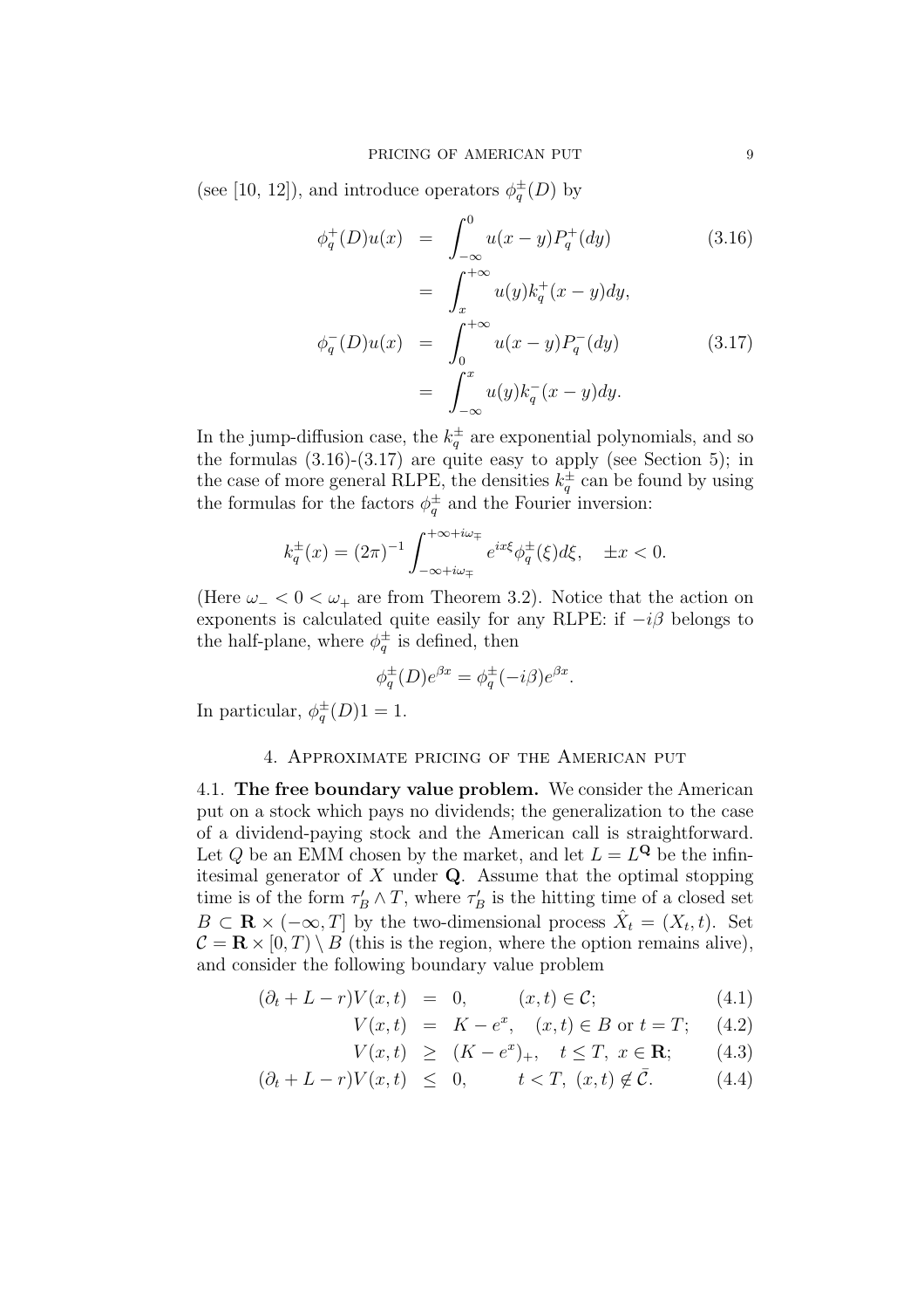(see [10, 12]), and introduce operators $\phi_q^{\pm}(D)$ by

$$\begin{aligned}
\phi_q^+(D)u(x) &= \int_{-\infty}^{0} u(x-y)P_q^+(dy) \qquad (3.16)\\
&= \int_{x}^{+\infty} u(y)k_q^+(x-y)dy,\\
\phi_q^-(D)u(x) &= \int_{0}^{+\infty} u(x-y)P_q^-(dy) \qquad (3.17)\\
&= \int_{-\infty}^{x} u(y)k_q^-(x-y)dy.
\end{aligned}$$

In the jump-diffusion case, the $k_q^{\pm}$ are exponential polynomials, and so the formulas (3.16)-(3.17) are quite easy to apply (see Section 5); in the case of more general RLPE, the densities $k_q^{\pm}$ can be found by using the formulas for the factors $\phi_q^{\pm}$ and the Fourier inversion:

$$k_q^{\pm}(x) = (2\pi)^{-1} \int_{-\infty+i\omega_{\mp}}^{+\infty+i\omega_{\mp}} e^{ix\xi}\phi_q^{\pm}(\xi)d\xi, \quad \pm x < 0.$$

(Here $\omega_- < 0 < \omega_+$ are from Theorem 3.2). Notice that the action on exponents is calculated quite easily for any RLPE: if $-i\beta$ belongs to the half-plane, where $\phi_q^{\pm}$ is defined, then

$$\phi_q^{\pm}(D)e^{\beta x} = \phi_q^{\pm}(-i\beta)e^{\beta x}.$$

In particular, $\phi_q^{\pm}(D)1 = 1$.

## 4. Approximate pricing of the American put

4.1. **The free boundary value problem.** We consider the American put on a stock which pays no dividends; the generalization to the case of a dividend-paying stock and the American call is straightforward. Let $Q$ be an EMM chosen by the market, and let $L = L^{\mathbf{Q}}$ be the infinitesimal generator of $X$ under $\mathbf{Q}$. Assume that the optimal stopping time is of the form $\tau'_B \wedge T$, where $\tau'_B$ is the hitting time of a closed set $B \subset \mathbf{R} \times (-\infty, T]$ by the two-dimensional process $\hat{X}_t = (X_t, t)$. Set $\mathcal{C} = \mathbf{R} \times [0, T) \setminus B$ (this is the region, where the option remains alive), and consider the following boundary value problem

$$\begin{aligned}
(\partial_t + L - r)V(x,t) &= 0, \qquad (x,t) \in \mathcal{C}; \qquad (4.1)\\
V(x,t) &= K - e^x, \quad (x,t) \in B \text{ or } t = T; \qquad (4.2)\\
V(x,t) &\geq (K - e^x)_+, \quad t \leq T,\ x \in \mathbf{R}; \qquad (4.3)\\
(\partial_t + L - r)V(x,t) &\leq 0, \qquad t < T,\ (x,t) \notin \bar{\mathcal{C}}. \qquad (4.4)
\end{aligned}$$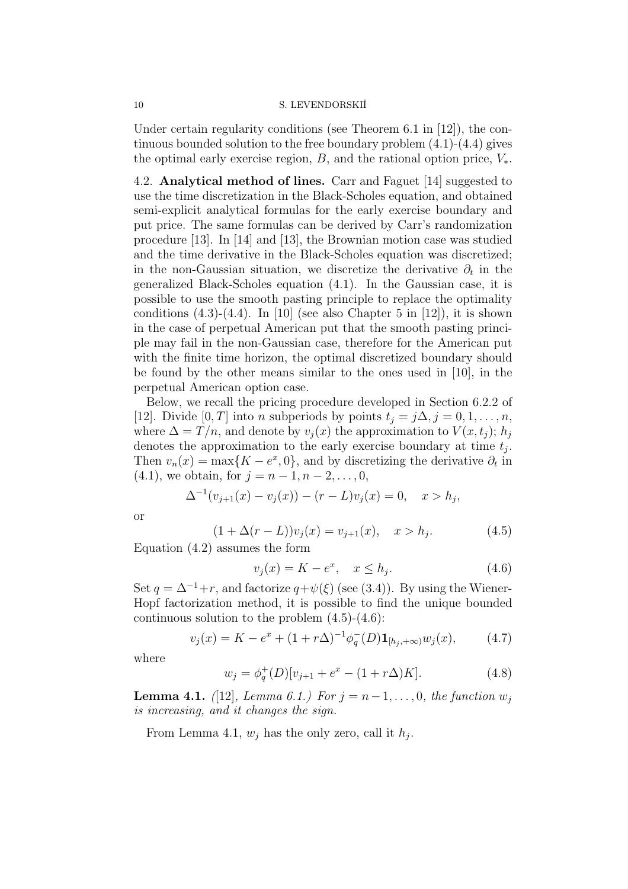Under certain regularity conditions (see Theorem 6.1 in [12]), the continuous bounded solution to the free boundary problem (4.1)-(4.4) gives the optimal early exercise region, $B$, and the rational option price, $V_*$.

### 4.2. Analytical method of lines.

Carr and Faguet [14] suggested to use the time discretization in the Black-Scholes equation, and obtained semi-explicit analytical formulas for the early exercise boundary and put price. The same formulas can be derived by Carr's randomization procedure [13]. In [14] and [13], the Brownian motion case was studied and the time derivative in the Black-Scholes equation was discretized; in the non-Gaussian situation, we discretize the derivative $\partial_t$ in the generalized Black-Scholes equation (4.1). In the Gaussian case, it is possible to use the smooth pasting principle to replace the optimality conditions (4.3)-(4.4). In [10] (see also Chapter 5 in [12]), it is shown in the case of perpetual American put that the smooth pasting principle may fail in the non-Gaussian case, therefore for the American put with the finite time horizon, the optimal discretized boundary should be found by the other means similar to the ones used in [10], in the perpetual American option case.

Below, we recall the pricing procedure developed in Section 6.2.2 of [12]. Divide $[0, T]$ into $n$ subperiods by points $t_j = j\Delta, j = 0, 1, \ldots, n$, where $\Delta = T/n$, and denote by $v_j(x)$ the approximation to $V(x, t_j)$; $h_j$ denotes the approximation to the early exercise boundary at time $t_j$. Then $v_n(x) = \max\{K - e^x, 0\}$, and by discretizing the derivative $\partial_t$ in (4.1), we obtain, for $j = n-1, n-2, \ldots, 0$,

$$\Delta^{-1}(v_{j+1}(x) - v_j(x)) - (r - L)v_j(x) = 0, \quad x > h_j,$$

or

$$(1 + \Delta(r - L))v_j(x) = v_{j+1}(x), \quad x > h_j. \tag{4.5}$$

Equation (4.2) assumes the form

$$v_j(x) = K - e^x, \quad x \le h_j. \tag{4.6}$$

Set $q = \Delta^{-1} + r$, and factorize $q + \psi(\xi)$ (see (3.4)). By using the Wiener-Hopf factorization method, it is possible to find the unique bounded continuous solution to the problem (4.5)-(4.6):

$$v_j(x) = K - e^x + (1 + r\Delta)^{-1}\phi_q^-(D)\mathbf{1}_{[h_j, +\infty)}w_j(x), \tag{4.7}$$

where

$$w_j = \phi_q^+(D)[v_{j+1} + e^x - (1 + r\Delta)K]. \tag{4.8}$$

**Lemma 4.1.** *([12], Lemma 6.1.) For $j = n-1, \ldots, 0$, the function $w_j$ is increasing, and it changes the sign.*

From Lemma 4.1, $w_j$ has the only zero, call it $h_j$.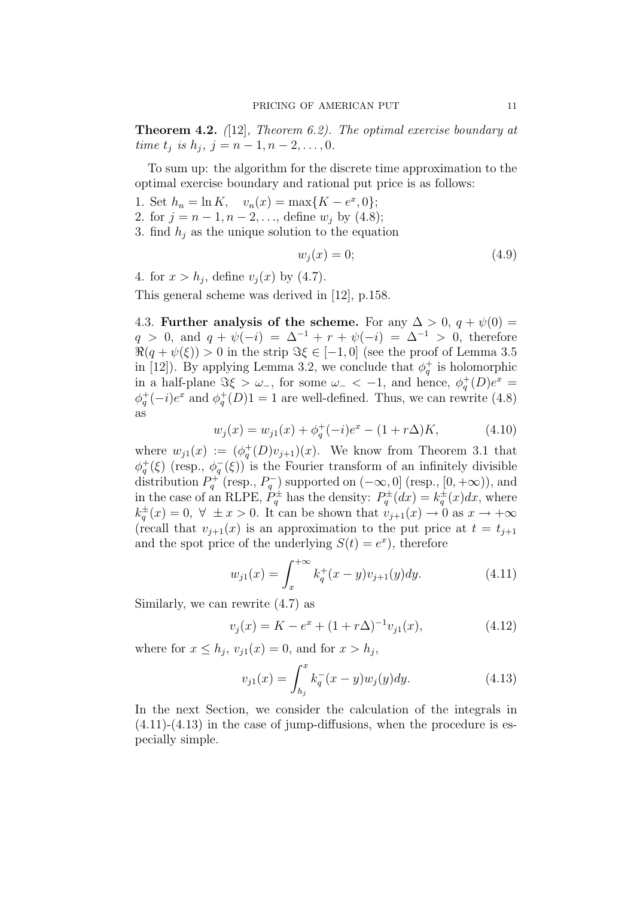**Theorem 4.2.** *([12], Theorem 6.2). The optimal exercise boundary at time $t_j$ is $h_j$, $j = n-1, n-2, \dots, 0$.*

To sum up: the algorithm for the discrete time approximation to the optimal exercise boundary and rational put price is as follows:

1. Set $h_n = \ln K$, $\quad v_n(x) = \max\{K - e^x, 0\}$;
2. for $j = n-1, n-2, \dots$, define $w_j$ by (4.8);
3. find $h_j$ as the unique solution to the equation

$$w_j(x) = 0; \tag{4.9}$$

4. for $x > h_j$, define $v_j(x)$ by (4.7).

This general scheme was derived in [12], p.158.

4.3. **Further analysis of the scheme.** For any $\Delta > 0$, $q + \psi(0) = q > 0$, and $q + \psi(-i) = \Delta^{-1} + r + \psi(-i) = \Delta^{-1} > 0$, therefore $\Re(q + \psi(\xi)) > 0$ in the strip $\Im\xi \in [-1, 0]$ (see the proof of Lemma 3.5 in [12]). By applying Lemma 3.2, we conclude that $\phi_q^+$ is holomorphic in a half-plane $\Im\xi > \omega_-$, for some $\omega_- < -1$, and hence, $\phi_q^+(D)e^x = \phi_q^+(-i)e^x$ and $\phi_q^+(D)1 = 1$ are well-defined. Thus, we can rewrite (4.8) as

$$w_j(x) = w_{j1}(x) + \phi_q^+(-i)e^x - (1 + r\Delta)K, \tag{4.10}$$

where $w_{j1}(x) := (\phi_q^+(D)v_{j+1})(x)$. We know from Theorem 3.1 that $\phi_q^+(\xi)$ (resp., $\phi_q^-(\xi)$) is the Fourier transform of an infinitely divisible distribution $P_q^+$ (resp., $P_q^-$) supported on $(-\infty, 0]$ (resp., $[0, +\infty)$), and in the case of an RLPE, $P_q^\pm$ has the density: $P_q^\pm(dx) = k_q^\pm(x)dx$, where $k_q^\pm(x) = 0$, $\forall\ \pm x > 0$. It can be shown that $v_{j+1}(x) \to 0$ as $x \to +\infty$ (recall that $v_{j+1}(x)$ is an approximation to the put price at $t = t_{j+1}$ and the spot price of the underlying $S(t) = e^x$), therefore

$$w_{j1}(x) = \int_x^{+\infty} k_q^+(x-y)v_{j+1}(y)dy. \tag{4.11}$$

Similarly, we can rewrite (4.7) as

$$v_j(x) = K - e^x + (1 + r\Delta)^{-1}v_{j1}(x), \tag{4.12}$$

where for $x \le h_j$, $v_{j1}(x) = 0$, and for $x > h_j$,

$$v_{j1}(x) = \int_{h_j}^x k_q^-(x-y)w_j(y)dy. \tag{4.13}$$

In the next Section, we consider the calculation of the integrals in (4.11)-(4.13) in the case of jump-diffusions, when the procedure is especially simple.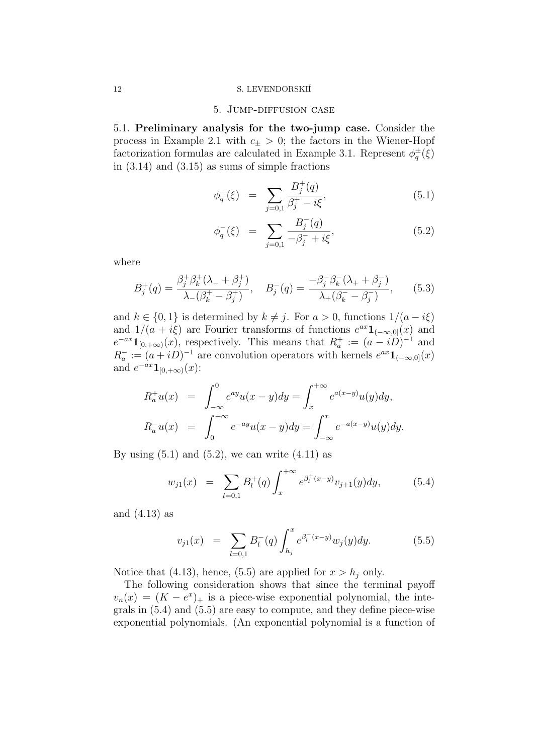## 5. Jump-diffusion case

5.1. **Preliminary analysis for the two-jump case.** Consider the process in Example 2.1 with $c_\pm > 0$; the factors in the Wiener-Hopf factorization formulas are calculated in Example 3.1. Represent $\phi^\pm_q(\xi)$ in (3.14) and (3.15) as sums of simple fractions

$$\phi^+_q(\xi) = \sum_{j=0,1} \frac{B^+_j(q)}{\beta^+_j - i\xi}, \tag{5.1}$$

$$\phi^-_q(\xi) = \sum_{j=0,1} \frac{B^-_j(q)}{-\beta^-_j + i\xi}, \tag{5.2}$$

where

$$B^+_j(q) = \frac{\beta^+_j \beta^+_k (\lambda_- + \beta^+_j)}{\lambda_-(\beta^+_k - \beta^+_j)}, \quad B^-_j(q) = \frac{-\beta^-_j \beta^-_k (\lambda_+ + \beta^-_j)}{\lambda_+(\beta^-_k - \beta^-_j)}, \tag{5.3}$$

and $k \in \{0, 1\}$ is determined by $k \neq j$. For $a > 0$, functions $1/(a - i\xi)$ and $1/(a + i\xi)$ are Fourier transforms of functions $e^{ax}\mathbf{1}_{(-\infty,0]}(x)$ and $e^{-ax}\mathbf{1}_{[0,+\infty)}(x)$, respectively. This means that $R^+_a := (a - iD)^{-1}$ and $R^-_a := (a + iD)^{-1}$ are convolution operators with kernels $e^{ax}\mathbf{1}_{(-\infty,0]}(x)$ and $e^{-ax}\mathbf{1}_{[0,+\infty)}(x)$:

$$R^+_a u(x) = \int_{-\infty}^0 e^{ay}u(x - y)dy = \int_x^{+\infty} e^{a(x-y)}u(y)dy,$$

$$R^-_a u(x) = \int_0^{+\infty} e^{-ay}u(x - y)dy = \int_{-\infty}^x e^{-a(x-y)}u(y)dy.$$

By using (5.1) and (5.2), we can write (4.11) as

$$w_{j1}(x) = \sum_{l=0,1} B^+_l(q) \int_x^{+\infty} e^{\beta^+_l (x-y)} v_{j+1}(y)dy, \tag{5.4}$$

and (4.13) as

$$v_{j1}(x) = \sum_{l=0,1} B^-_l(q) \int_{h_j}^x e^{\beta^-_l (x-y)} w_j(y)dy. \tag{5.5}$$

Notice that (4.13), hence, (5.5) are applied for $x > h_j$ only.

The following consideration shows that since the terminal payoff $v_n(x) = (K - e^x)_+$ is a piece-wise exponential polynomial, the integrals in (5.4) and (5.5) are easy to compute, and they define piece-wise exponential polynomials. (An exponential polynomial is a function of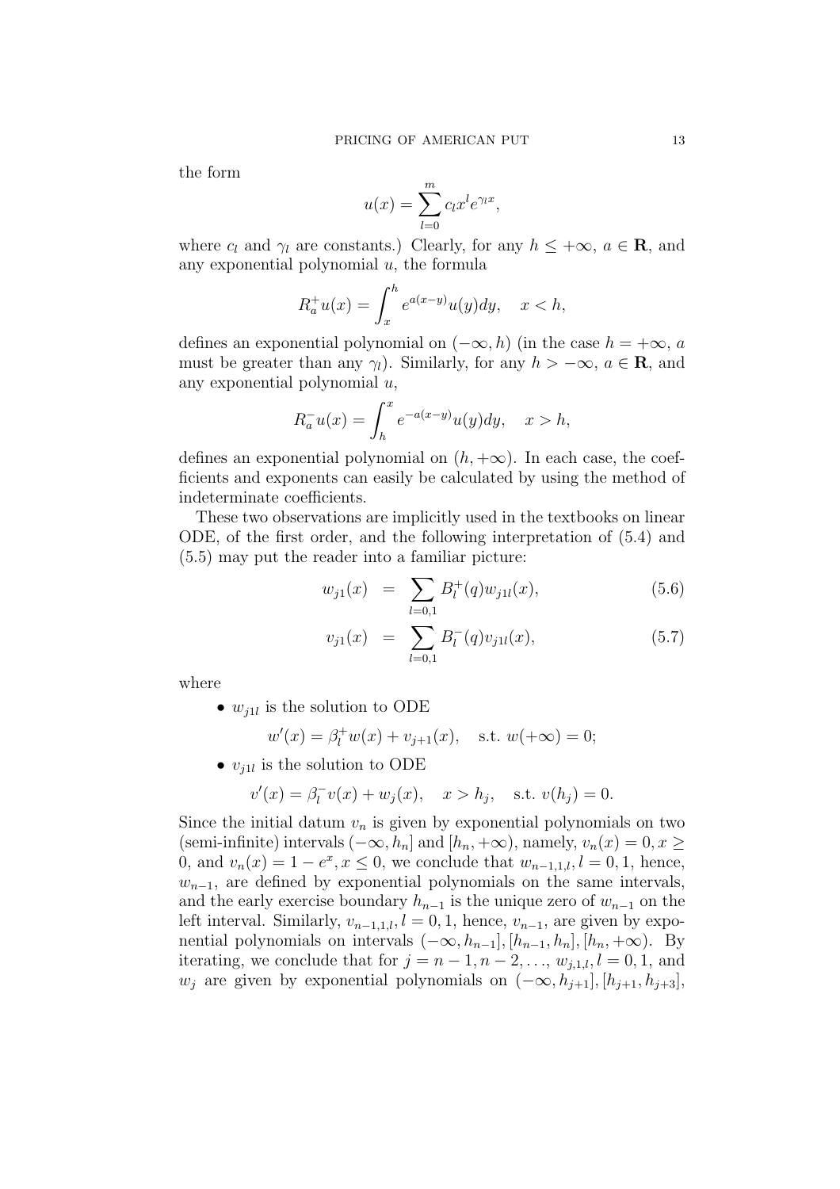the form

$$u(x) = \sum_{l=0}^{m} c_l x^l e^{\gamma_l x},$$

where $c_l$ and $\gamma_l$ are constants.) Clearly, for any $h \le +\infty$, $a \in \mathbf{R}$, and any exponential polynomial $u$, the formula

$$R_a^+ u(x) = \int_x^h e^{a(x-y)} u(y) dy, \quad x < h,$$

defines an exponential polynomial on $(-\infty, h)$ (in the case $h = +\infty$, $a$ must be greater than any $\gamma_l$). Similarly, for any $h > -\infty$, $a \in \mathbf{R}$, and any exponential polynomial $u$,

$$R_a^- u(x) = \int_h^x e^{-a(x-y)} u(y) dy, \quad x > h,$$

defines an exponential polynomial on $(h, +\infty)$. In each case, the coefficients and exponents can easily be calculated by using the method of indeterminate coefficients.

These two observations are implicitly used in the textbooks on linear ODE, of the first order, and the following interpretation of (5.4) and (5.5) may put the reader into a familiar picture:

$$w_{j1}(x) = \sum_{l=0,1} B_l^+(q) w_{j1l}(x), \tag{5.6}$$

$$v_{j1}(x) = \sum_{l=0,1} B_l^-(q) v_{j1l}(x), \tag{5.7}$$

where

- $w_{j1l}$ is the solution to ODE

$$w'(x) = \beta_l^+ w(x) + v_{j+1}(x), \quad \text{s.t. } w(+\infty) = 0;$$

- $v_{j1l}$ is the solution to ODE

$$v'(x) = \beta_l^- v(x) + w_j(x), \quad x > h_j, \quad \text{s.t. } v(h_j) = 0.$$

Since the initial datum $v_n$ is given by exponential polynomials on two (semi-infinite) intervals $(-\infty, h_n]$ and $[h_n, +\infty)$, namely, $v_n(x) = 0, x \ge 0$, and $v_n(x) = 1 - e^x, x \le 0$, we conclude that $w_{n-1,1,l}, l = 0, 1$, hence, $w_{n-1}$, are defined by exponential polynomials on the same intervals, and the early exercise boundary $h_{n-1}$ is the unique zero of $w_{n-1}$ on the left interval. Similarly, $v_{n-1,1,l}, l = 0, 1$, hence, $v_{n-1}$, are given by exponential polynomials on intervals $(-\infty, h_{n-1}], [h_{n-1}, h_n], [h_n, +\infty)$. By iterating, we conclude that for $j = n-1, n-2, \ldots$, $w_{j,1,l}, l = 0, 1$, and $w_j$ are given by exponential polynomials on $(-\infty, h_{j+1}], [h_{j+1}, h_{j+3}]$,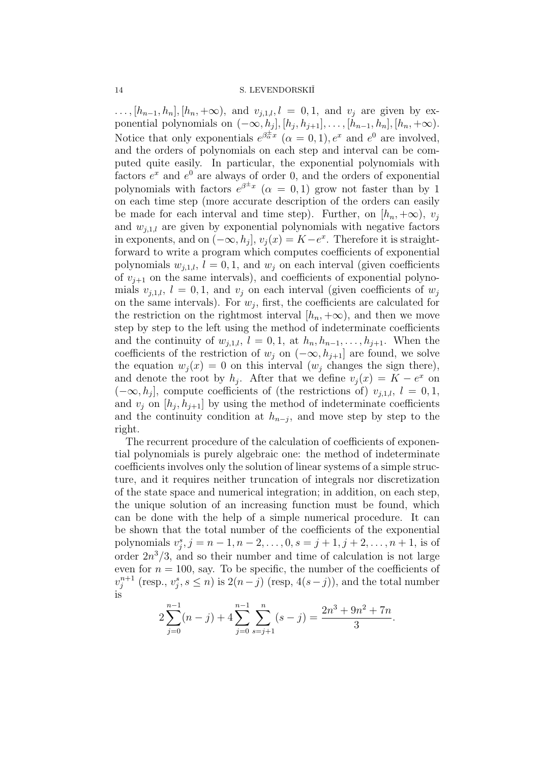$\dots, [h_{n-1}, h_n], [h_n, +\infty)$, and $v_{j,1,l}, l = 0, 1$, and $v_j$ are given by exponential polynomials on $(-\infty, h_j], [h_j, h_{j+1}], \dots, [h_{n-1}, h_n], [h_n, +\infty)$. Notice that only exponentials $e^{\beta^{\pm}_{\alpha} x}$ ($\alpha = 0, 1$), $e^x$ and $e^0$ are involved, and the orders of polynomials on each step and interval can be computed quite easily. In particular, the exponential polynomials with factors $e^x$ and $e^0$ are always of order 0, and the orders of exponential polynomials with factors $e^{\beta^{\pm} x}$ ($\alpha = 0, 1$) grow not faster than by 1 on each time step (more accurate description of the orders can easily be made for each interval and time step). Further, on $[h_n, +\infty)$, $v_j$ and $w_{j,1,l}$ are given by exponential polynomials with negative factors in exponents, and on $(-\infty, h_j]$, $v_j(x) = K - e^x$. Therefore it is straightforward to write a program which computes coefficients of exponential polynomials $w_{j,1,l}$, $l = 0, 1$, and $w_j$ on each interval (given coefficients of $v_{j+1}$ on the same intervals), and coefficients of exponential polynomials $v_{j,1,l}$, $l = 0, 1$, and $v_j$ on each interval (given coefficients of $w_j$ on the same intervals). For $w_j$, first, the coefficients are calculated for the restriction on the rightmost interval $[h_n, +\infty)$, and then we move step by step to the left using the method of indeterminate coefficients and the continuity of $w_{j,1,l}$, $l = 0, 1$, at $h_n, h_{n-1}, \dots, h_{j+1}$. When the coefficients of the restriction of $w_j$ on $(-\infty, h_{j+1}]$ are found, we solve the equation $w_j(x) = 0$ on this interval ($w_j$ changes the sign there), and denote the root by $h_j$. After that we define $v_j(x) = K - e^x$ on $(-\infty, h_j]$, compute coefficients of (the restrictions of) $v_{j,1,l}$, $l = 0, 1$, and $v_j$ on $[h_j, h_{j+1}]$ by using the method of indeterminate coefficients and the continuity condition at $h_{n-j}$, and move step by step to the right.

The recurrent procedure of the calculation of coefficients of exponential polynomials is purely algebraic one: the method of indeterminate coefficients involves only the solution of linear systems of a simple structure, and it requires neither truncation of integrals nor discretization of the state space and numerical integration; in addition, on each step, the unique solution of an increasing function must be found, which can be done with the help of a simple numerical procedure. It can be shown that the total number of the coefficients of the exponential polynomials $v^s_j, j = n-1, n-2, \dots, 0, s = j+1, j+2, \dots, n+1$, is of order $2n^3/3$, and so their number and time of calculation is not large even for $n = 100$, say. To be specific, the number of the coefficients of $v^{n+1}_j$ (resp., $v^s_j, s \le n$) is $2(n-j)$ (resp, $4(s-j)$), and the total number is

$$2\sum_{j=0}^{n-1}(n-j) + 4\sum_{j=0}^{n-1}\sum_{s=j+1}^{n}(s-j) = \frac{2n^3 + 9n^2 + 7n}{3}.$$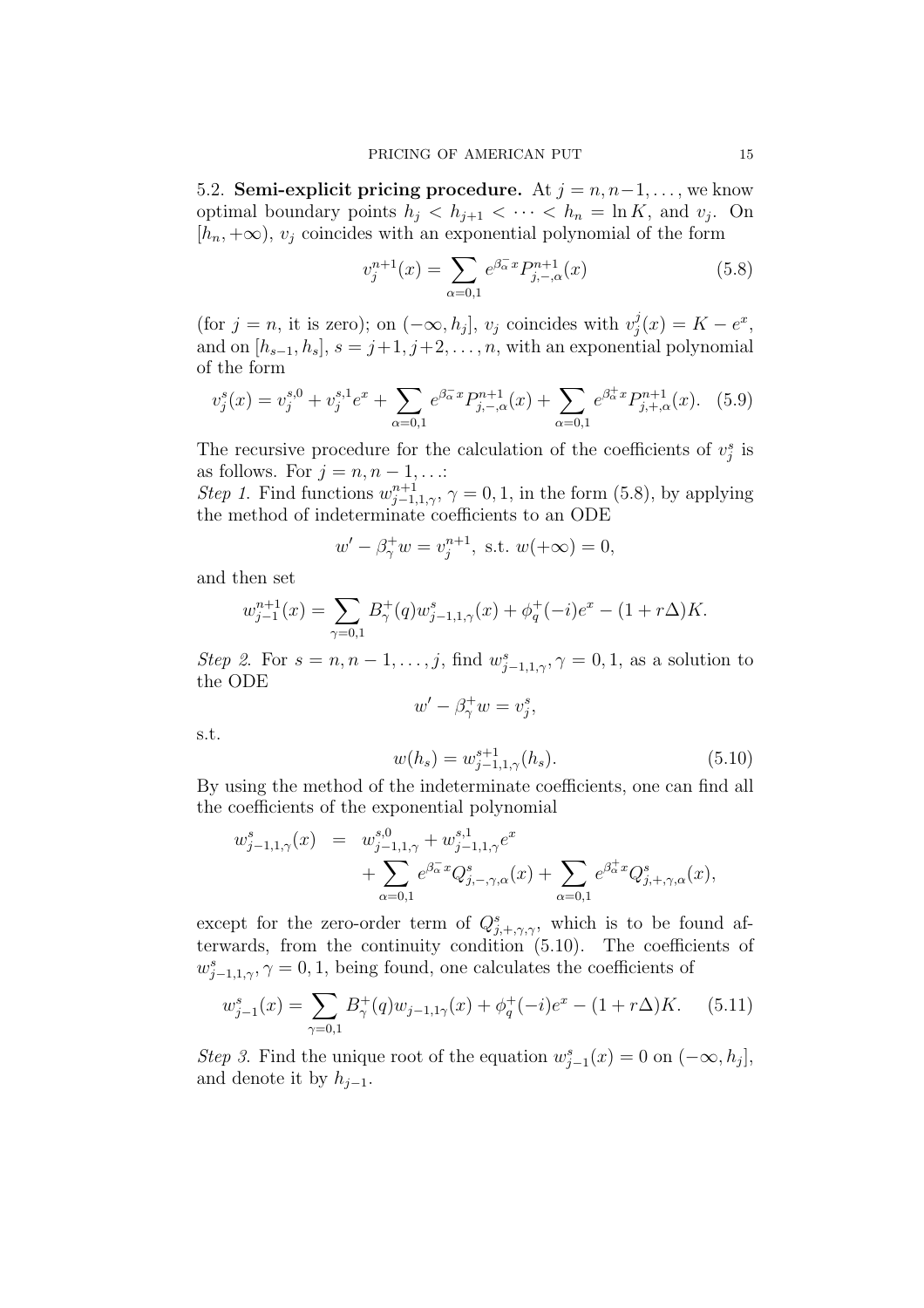5.2. **Semi-explicit pricing procedure.** At $j = n, n-1, \dots$, we know optimal boundary points $h_j < h_{j+1} < \cdots < h_n = \ln K$, and $v_j$. On $[h_n, +\infty)$, $v_j$ coincides with an exponential polynomial of the form

$$v_j^{n+1}(x) = \sum_{\alpha=0,1} e^{\beta_\alpha^- x} P_{j,-,\alpha}^{n+1}(x) \tag{5.8}$$

(for $j = n$, it is zero); on $(-\infty, h_j]$, $v_j$ coincides with $v_j^j(x) = K - e^x$, and on $[h_{s-1}, h_s]$, $s = j+1, j+2, \dots, n$, with an exponential polynomial of the form

$$v_j^s(x) = v_j^{s,0} + v_j^{s,1} e^x + \sum_{\alpha=0,1} e^{\beta_\alpha^- x} P_{j,-,\alpha}^{n+1}(x) + \sum_{\alpha=0,1} e^{\beta_\alpha^+ x} P_{j,+,\alpha}^{n+1}(x). \tag{5.9}$$

The recursive procedure for the calculation of the coefficients of $v_j^s$ is as follows. For $j = n, n-1, \dots$:

*Step 1.* Find functions $w_{j-1,1,\gamma}^{n+1}$, $\gamma = 0, 1$, in the form (5.8), by applying the method of indeterminate coefficients to an ODE

$$w' - \beta_\gamma^+ w = v_j^{n+1}, \text{ s.t. } w(+\infty) = 0,$$

and then set

$$w_{j-1}^{n+1}(x) = \sum_{\gamma=0,1} B_\gamma^+(q) w_{j-1,1,\gamma}^s(x) + \phi_q^+(-i) e^x - (1 + r\Delta) K.$$

*Step 2.* For $s = n, n-1, \dots, j$, find $w_{j-1,1,\gamma}^s, \gamma = 0, 1$, as a solution to the ODE

$$w' - \beta_\gamma^+ w = v_j^s,$$

s.t.

$$w(h_s) = w_{j-1,1,\gamma}^{s+1}(h_s). \tag{5.10}$$

By using the method of the indeterminate coefficients, one can find all the coefficients of the exponential polynomial

$$\begin{aligned} w_{j-1,1,\gamma}^s(x) &= w_{j-1,1,\gamma}^{s,0} + w_{j-1,1,\gamma}^{s,1} e^x \\ &\quad + \sum_{\alpha=0,1} e^{\beta_\alpha^- x} Q_{j,-,\gamma,\alpha}^s(x) + \sum_{\alpha=0,1} e^{\beta_\alpha^+ x} Q_{j,+,\gamma,\alpha}^s(x), \end{aligned}$$

except for the zero-order term of $Q_{j,+,\gamma,\gamma}^s$, which is to be found afterwards, from the continuity condition (5.10). The coefficients of $w_{j-1,1,\gamma}^s, \gamma = 0, 1$, being found, one calculates the coefficients of

$$w_{j-1}^s(x) = \sum_{\gamma=0,1} B_\gamma^+(q) w_{j-1,1\gamma}(x) + \phi_q^+(-i) e^x - (1 + r\Delta) K. \tag{5.11}$$

*Step 3.* Find the unique root of the equation $w_{j-1}^s(x) = 0$ on $(-\infty, h_j]$, and denote it by $h_{j-1}$.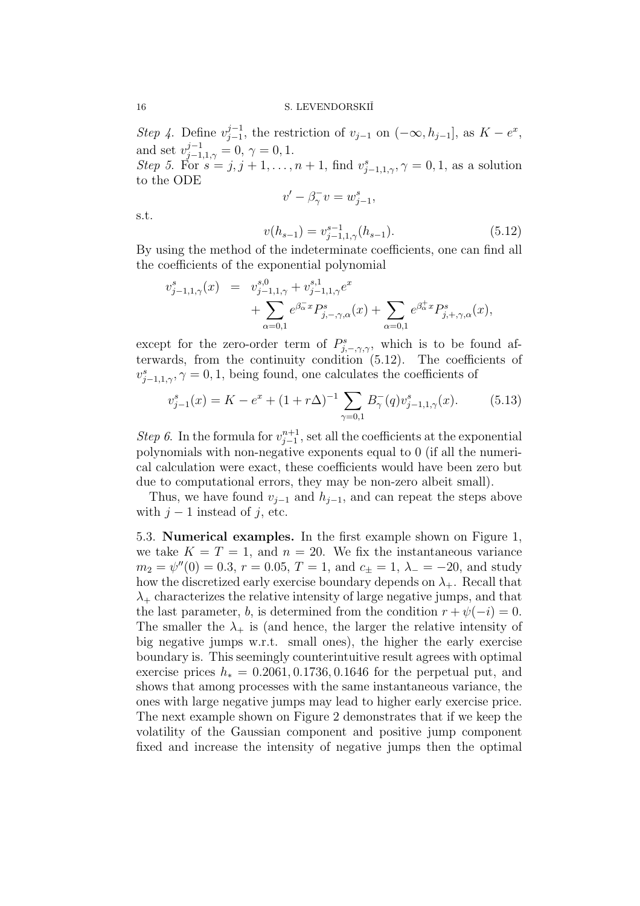*Step 4.* Define $v_{j-1}^{j-1}$, the restriction of $v_{j-1}$ on $(-\infty, h_{j-1}]$, as $K - e^x$, and set $v_{j-1,1,\gamma}^{j-1} = 0$, $\gamma = 0, 1$.
*Step 5.* For $s = j, j+1, \dots, n+1$, find $v_{j-1,1,\gamma}^{s}, \gamma = 0, 1$, as a solution to the ODE

$$v' - \beta_\gamma^- v = w_{j-1}^s,$$

s.t.

$$v(h_{s-1}) = v_{j-1,1,\gamma}^{s-1}(h_{s-1}). \tag{5.12}$$

By using the method of the indeterminate coefficients, one can find all the coefficients of the exponential polynomial

$$\begin{aligned} v_{j-1,1,\gamma}^s(x) &= v_{j-1,1,\gamma}^{s,0} + v_{j-1,1,\gamma}^{s,1} e^x \\ &\quad + \sum_{\alpha=0,1} e^{\beta_\alpha^- x} P_{j,-,\gamma,\alpha}^s(x) + \sum_{\alpha=0,1} e^{\beta_\alpha^+ x} P_{j,+,\gamma,\alpha}^s(x), \end{aligned}$$

except for the zero-order term of $P_{j,-,\gamma,\gamma}^s$, which is to be found afterwards, from the continuity condition (5.12). The coefficients of $v_{j-1,1,\gamma}^s, \gamma = 0, 1$, being found, one calculates the coefficients of

$$v_{j-1}^s(x) = K - e^x + (1 + r\Delta)^{-1} \sum_{\gamma=0,1} B_\gamma^-(q) v_{j-1,1,\gamma}^s(x). \tag{5.13}$$

*Step 6.* In the formula for $v_{j-1}^{n+1}$, set all the coefficients at the exponential polynomials with non-negative exponents equal to 0 (if all the numerical calculation were exact, these coefficients would have been zero but due to computational errors, they may be non-zero albeit small).

Thus, we have found $v_{j-1}$ and $h_{j-1}$, and can repeat the steps above with $j - 1$ instead of $j$, etc.

5.3. **Numerical examples.** In the first example shown on Figure 1, we take $K = T = 1$, and $n = 20$. We fix the instantaneous variance $m_2 = \psi''(0) = 0.3$, $r = 0.05$, $T = 1$, and $c_\pm = 1$, $\lambda_- = -20$, and study how the discretized early exercise boundary depends on $\lambda_+$. Recall that $\lambda_+$ characterizes the relative intensity of large negative jumps, and that the last parameter, $b$, is determined from the condition $r + \psi(-i) = 0$. The smaller the $\lambda_+$ is (and hence, the larger the relative intensity of big negative jumps w.r.t. small ones), the higher the early exercise boundary is. This seemingly counterintuitive result agrees with optimal exercise prices $h_* = 0.2061, 0.1736, 0.1646$ for the perpetual put, and shows that among processes with the same instantaneous variance, the ones with large negative jumps may lead to higher early exercise price. The next example shown on Figure 2 demonstrates that if we keep the volatility of the Gaussian component and positive jump component fixed and increase the intensity of negative jumps then the optimal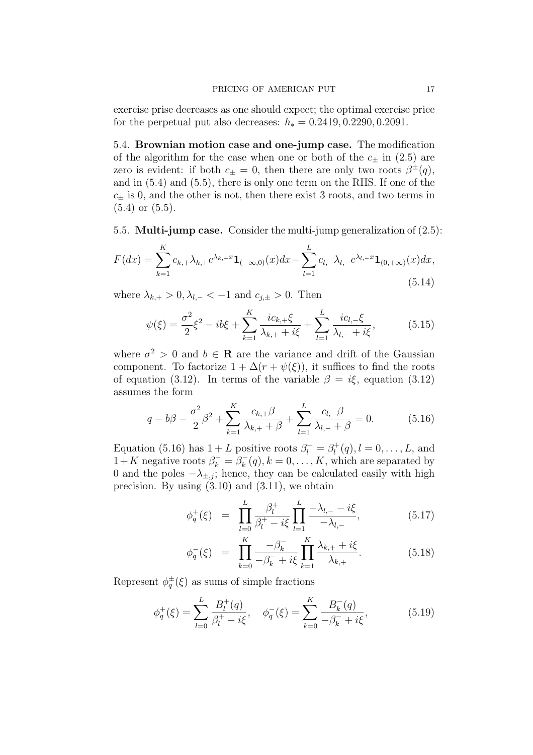exercise prise decreases as one should expect; the optimal exercise price for the perpetual put also decreases: $h_* = 0.2419, 0.2290, 0.2091$.

5.4. **Brownian motion case and one-jump case.** The modification of the algorithm for the case when one or both of the $c_\pm$ in (2.5) are zero is evident: if both $c_\pm = 0$, then there are only two roots $\beta^\pm(q)$, and in (5.4) and (5.5), there is only one term on the RHS. If one of the $c_\pm$ is 0, and the other is not, then there exist 3 roots, and two terms in (5.4) or (5.5).

5.5. **Multi-jump case.** Consider the multi-jump generalization of (2.5):

$$F(dx) = \sum_{k=1}^{K} c_{k,+}\lambda_{k,+}e^{\lambda_{k,+}x}\mathbf{1}_{(-\infty,0)}(x)dx - \sum_{l=1}^{L} c_{l,-}\lambda_{l,-}e^{\lambda_{l,-}x}\mathbf{1}_{(0,+\infty)}(x)dx, \tag{5.14}$$

where $\lambda_{k,+} > 0, \lambda_{l,-} < -1$ and $c_{j,\pm} > 0$. Then

$$\psi(\xi) = \frac{\sigma^2}{2}\xi^2 - ib\xi + \sum_{k=1}^{K}\frac{ic_{k,+}\xi}{\lambda_{k,+} + i\xi} + \sum_{l=1}^{L}\frac{ic_{l,-}\xi}{\lambda_{l,-} + i\xi}, \tag{5.15}$$

where $\sigma^2 > 0$ and $b \in \mathbf{R}$ are the variance and drift of the Gaussian component. To factorize $1 + \Delta(r + \psi(\xi))$, it suffices to find the roots of equation (3.12). In terms of the variable $\beta = i\xi$, equation (3.12) assumes the form

$$q - b\beta - \frac{\sigma^2}{2}\beta^2 + \sum_{k=1}^{K}\frac{c_{k,+}\beta}{\lambda_{k,+} + \beta} + \sum_{l=1}^{L}\frac{c_{l,-}\beta}{\lambda_{l,-} + \beta} = 0. \tag{5.16}$$

Equation (5.16) has $1 + L$ positive roots $\beta_l^+ = \beta_l^+(q), l = 0, \ldots, L$, and $1 + K$ negative roots $\beta_k^- = \beta_k^-(q), k = 0, \ldots, K$, which are separated by 0 and the poles $-\lambda_{\pm,j}$; hence, they can be calculated easily with high precision. By using (3.10) and (3.11), we obtain

$$\phi_q^+(\xi) = \prod_{l=0}^{L}\frac{\beta_l^+}{\beta_l^+ - i\xi}\prod_{l=1}^{L}\frac{-\lambda_{l,-} - i\xi}{-\lambda_{l,-}}, \tag{5.17}$$

$$\phi_q^-(\xi) = \prod_{k=0}^{K}\frac{-\beta_k^-}{-\beta_k^- + i\xi}\prod_{k=1}^{K}\frac{\lambda_{k,+} + i\xi}{\lambda_{k,+}}. \tag{5.18}$$

Represent $\phi_q^\pm(\xi)$ as sums of simple fractions

$$\phi_q^+(\xi) = \sum_{l=0}^{L}\frac{B_l^+(q)}{\beta_l^+ - i\xi}, \quad \phi_q^-(\xi) = \sum_{k=0}^{K}\frac{B_k^-(q)}{-\beta_k^- + i\xi}, \tag{5.19}$$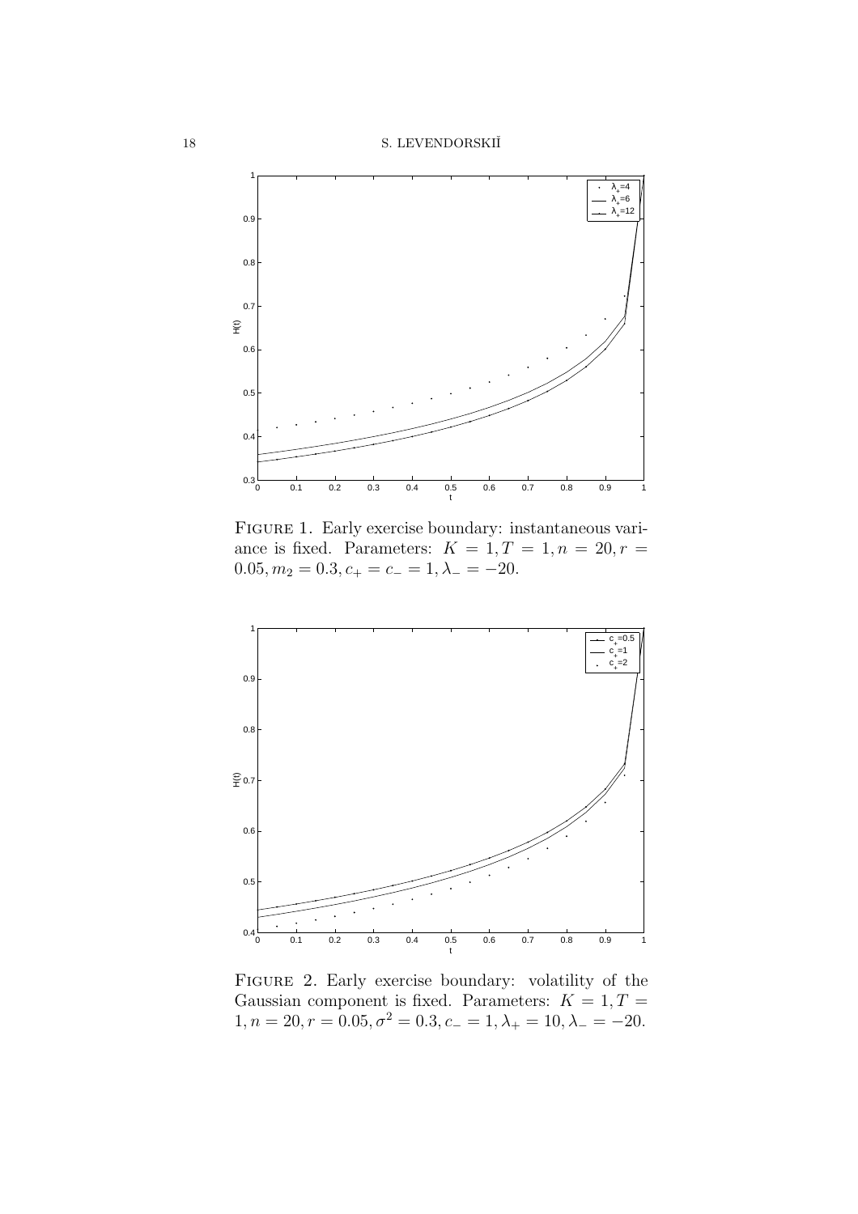FIGURE 1. Early exercise boundary: instantaneous variance is fixed. Parameters: $K = 1, T = 1, n = 20, r = 0.05, m_2 = 0.3, c_+ = c_- = 1, \lambda_- = -20$.

FIGURE 2. Early exercise boundary: volatility of the Gaussian component is fixed. Parameters: $K = 1, T = 1, n = 20, r = 0.05, \sigma^2 = 0.3, c_- = 1, \lambda_+ = 10, \lambda_- = -20$.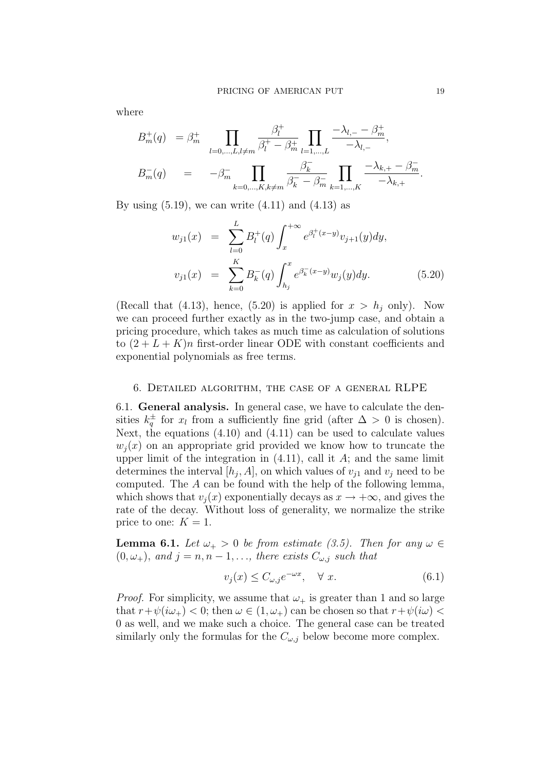where

$$
\begin{aligned}
B_m^+(q) &= \beta_m^+ \prod_{l=0,\dots,L, l\neq m} \frac{\beta_l^+}{\beta_l^+ - \beta_m^+} \prod_{l=1,\dots,L} \frac{-\lambda_{l,-} - \beta_m^+}{-\lambda_{l,-}}, \\
B_m^-(q) &= -\beta_m^- \prod_{k=0,\dots,K, k\neq m} \frac{\beta_k^-}{\beta_k^- - \beta_m^-} \prod_{k=1,\dots,K} \frac{-\lambda_{k,+} - \beta_m^-}{-\lambda_{k,+}}.
\end{aligned}
$$

By using (5.19), we can write (4.11) and (4.13) as

$$
\begin{aligned}
w_{j1}(x) &= \sum_{l=0}^{L} B_l^+(q) \int_x^{+\infty} e^{\beta_l^+(x-y)} v_{j+1}(y) dy, \\
v_{j1}(x) &= \sum_{k=0}^{K} B_k^-(q) \int_{h_j}^{x} e^{\beta_k^-(x-y)} w_j(y) dy. 
\end{aligned} \tag{5.20}
$$

(Recall that (4.13), hence, (5.20) is applied for $x > h_j$ only). Now we can proceed further exactly as in the two-jump case, and obtain a pricing procedure, which takes as much time as calculation of solutions to $(2 + L + K)n$ first-order linear ODE with constant coefficients and exponential polynomials as free terms.

## 6. Detailed algorithm, the case of a general RLPE

6.1. **General analysis.** In general case, we have to calculate the densities $k_q^{\pm}$ for $x_l$ from a sufficiently fine grid (after $\Delta > 0$ is chosen). Next, the equations (4.10) and (4.11) can be used to calculate values $w_j(x)$ on an appropriate grid provided we know how to truncate the upper limit of the integration in (4.11), call it $A$; and the same limit determines the interval $[h_j, A]$, on which values of $v_{j1}$ and $v_j$ need to be computed. The $A$ can be found with the help of the following lemma, which shows that $v_j(x)$ exponentially decays as $x \to +\infty$, and gives the rate of the decay. Without loss of generality, we normalize the strike price to one: $K = 1$.

**Lemma 6.1.** *Let $\omega_+ > 0$ be from estimate (3.5). Then for any $\omega \in (0, \omega_+)$, and $j = n, n-1, \dots$, there exists $C_{\omega,j}$ such that*

$$
v_j(x) \le C_{\omega,j} e^{-\omega x}, \quad \forall \ x. \tag{6.1}
$$

*Proof.* For simplicity, we assume that $\omega_+$ is greater than 1 and so large that $r + \psi(i\omega_+) < 0$; then $\omega \in (1, \omega_+)$ can be chosen so that $r + \psi(i\omega) < 0$ as well, and we make such a choice. The general case can be treated similarly only the formulas for the $C_{\omega,j}$ below become more complex.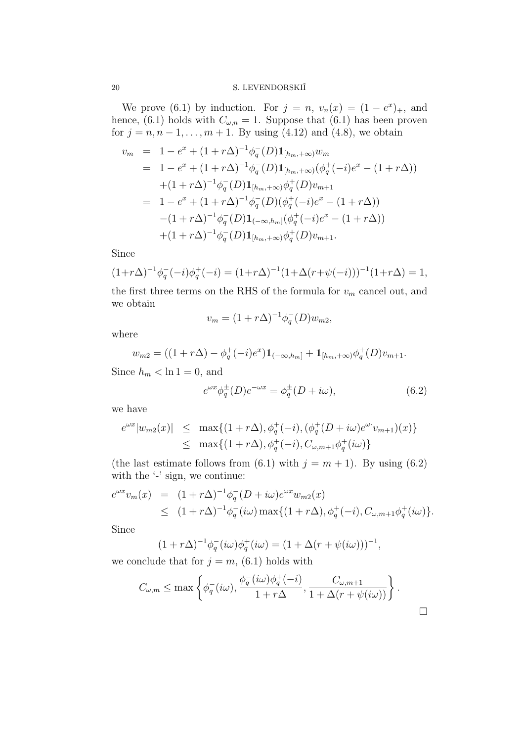We prove (6.1) by induction. For $j = n$, $v_n(x) = (1 - e^x)_+$, and hence, (6.1) holds with $C_{\omega,n} = 1$. Suppose that (6.1) has been proven for $j = n, n-1, \dots, m+1$. By using (4.12) and (4.8), we obtain

$$
\begin{aligned}
v_m &= 1 - e^x + (1 + r\Delta)^{-1}\phi_q^-(D)\mathbf{1}_{[h_m,+\infty)}w_m \\
&= 1 - e^x + (1 + r\Delta)^{-1}\phi_q^-(D)\mathbf{1}_{[h_m,+\infty)}(\phi_q^+(-i)e^x - (1 + r\Delta)) \\
&\quad + (1 + r\Delta)^{-1}\phi_q^-(D)\mathbf{1}_{[h_m,+\infty)}\phi_q^+(D)v_{m+1} \\
&= 1 - e^x + (1 + r\Delta)^{-1}\phi_q^-(D)(\phi_q^+(-i)e^x - (1 + r\Delta)) \\
&\quad - (1 + r\Delta)^{-1}\phi_q^-(D)\mathbf{1}_{(-\infty,h_m]}(\phi_q^+(-i)e^x - (1 + r\Delta)) \\
&\quad + (1 + r\Delta)^{-1}\phi_q^-(D)\mathbf{1}_{[h_m,+\infty)}\phi_q^+(D)v_{m+1}.
\end{aligned}
$$

Since

$$(1+r\Delta)^{-1}\phi_q^-(-i)\phi_q^+(-i) = (1+r\Delta)^{-1}(1+\Delta(r+\psi(-i)))^{-1}(1+r\Delta) = 1,$$

the first three terms on the RHS of the formula for $v_m$ cancel out, and we obtain

$$v_m = (1 + r\Delta)^{-1}\phi_q^-(D)w_{m2},$$

where

$$w_{m2} = ((1 + r\Delta) - \phi_q^+(-i)e^x)\mathbf{1}_{(-\infty,h_m]} + \mathbf{1}_{[h_m,+\infty)}\phi_q^+(D)v_{m+1}.$$

Since $h_m < \ln 1 = 0$, and

$$e^{\omega x}\phi_q^{\pm}(D)e^{-\omega x} = \phi_q^{\pm}(D + i\omega), \tag{6.2}$$

we have

$$
\begin{aligned}
e^{\omega x}|w_{m2}(x)| &\leq \max\{(1 + r\Delta), \phi_q^+(-i), (\phi_q^+(D + i\omega)e^{\omega \cdot}v_{m+1})(x)\} \\
&\leq \max\{(1 + r\Delta), \phi_q^+(-i), C_{\omega,m+1}\phi_q^+(i\omega)\}
\end{aligned}
$$

(the last estimate follows from (6.1) with $j = m + 1$). By using (6.2) with the '-' sign, we continue:

$$
\begin{aligned}
e^{\omega x}v_m(x) &= (1 + r\Delta)^{-1}\phi_q^-(D + i\omega)e^{\omega x}w_{m2}(x) \\
&\leq (1 + r\Delta)^{-1}\phi_q^-(i\omega)\max\{(1 + r\Delta), \phi_q^+(-i), C_{\omega,m+1}\phi_q^+(i\omega)\}.
\end{aligned}
$$

Since

$$(1 + r\Delta)^{-1}\phi_q^-(i\omega)\phi_q^+(i\omega) = (1 + \Delta(r + \psi(i\omega)))^{-1},$$

we conclude that for $j = m$, (6.1) holds with

$$C_{\omega,m} \leq \max\left\{\phi_q^-(i\omega), \frac{\phi_q^-(i\omega)\phi_q^+(-i)}{1 + r\Delta}, \frac{C_{\omega,m+1}}{1 + \Delta(r + \psi(i\omega))}\right\}.$$

□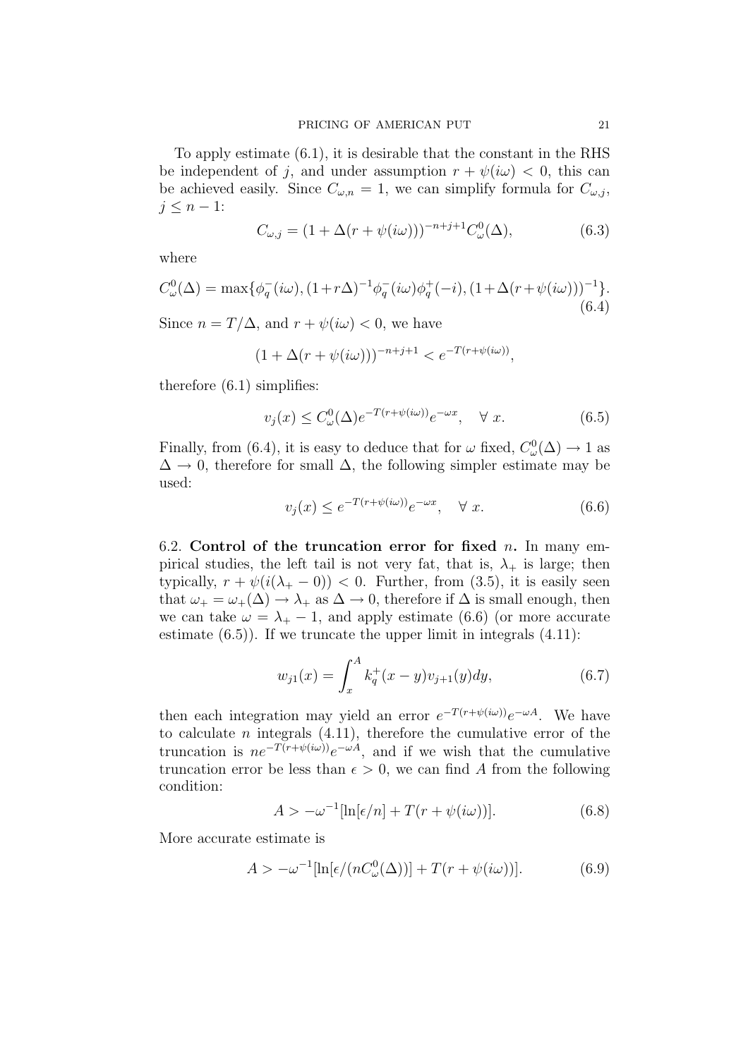To apply estimate (6.1), it is desirable that the constant in the RHS be independent of $j$, and under assumption $r + \psi(i\omega) < 0$, this can be achieved easily. Since $C_{\omega,n} = 1$, we can simplify formula for $C_{\omega,j}$, $j \le n-1$:

$$C_{\omega,j} = (1 + \Delta(r + \psi(i\omega)))^{-n+j+1} C^0_\omega(\Delta), \tag{6.3}$$

where

$$C^0_\omega(\Delta) = \max\{\phi^-_q(i\omega), (1+r\Delta)^{-1}\phi^-_q(i\omega)\phi^+_q(-i), (1+\Delta(r+\psi(i\omega)))^{-1}\}. \tag{6.4}$$

Since $n = T/\Delta$, and $r + \psi(i\omega) < 0$, we have

$$(1 + \Delta(r + \psi(i\omega)))^{-n+j+1} < e^{-T(r+\psi(i\omega))},$$

therefore (6.1) simplifies:

$$v_j(x) \le C^0_\omega(\Delta) e^{-T(r+\psi(i\omega))} e^{-\omega x}, \quad \forall\ x. \tag{6.5}$$

Finally, from (6.4), it is easy to deduce that for $\omega$ fixed, $C^0_\omega(\Delta) \to 1$ as $\Delta \to 0$, therefore for small $\Delta$, the following simpler estimate may be used:

$$v_j(x) \le e^{-T(r+\psi(i\omega))} e^{-\omega x}, \quad \forall\ x. \tag{6.6}$$

6.2. **Control of the truncation error for fixed** $n$**.** In many empirical studies, the left tail is not very fat, that is, $\lambda_+$ is large; then typically, $r + \psi(i(\lambda_+ - 0)) < 0$. Further, from (3.5), it is easily seen that $\omega_+ = \omega_+(\Delta) \to \lambda_+$ as $\Delta \to 0$, therefore if $\Delta$ is small enough, then we can take $\omega = \lambda_+ - 1$, and apply estimate (6.6) (or more accurate estimate (6.5)). If we truncate the upper limit in integrals (4.11):

$$w_{j1}(x) = \int_x^A k^+_q(x-y) v_{j+1}(y) dy, \tag{6.7}$$

then each integration may yield an error $e^{-T(r+\psi(i\omega))}e^{-\omega A}$. We have to calculate $n$ integrals (4.11), therefore the cumulative error of the truncation is $ne^{-T(r+\psi(i\omega))}e^{-\omega A}$, and if we wish that the cumulative truncation error be less than $\epsilon > 0$, we can find $A$ from the following condition:

$$A > -\omega^{-1}[\ln[\epsilon/n] + T(r + \psi(i\omega))]. \tag{6.8}$$

More accurate estimate is

$$A > -\omega^{-1}[\ln[\epsilon/(nC^0_\omega(\Delta))] + T(r + \psi(i\omega))]. \tag{6.9}$$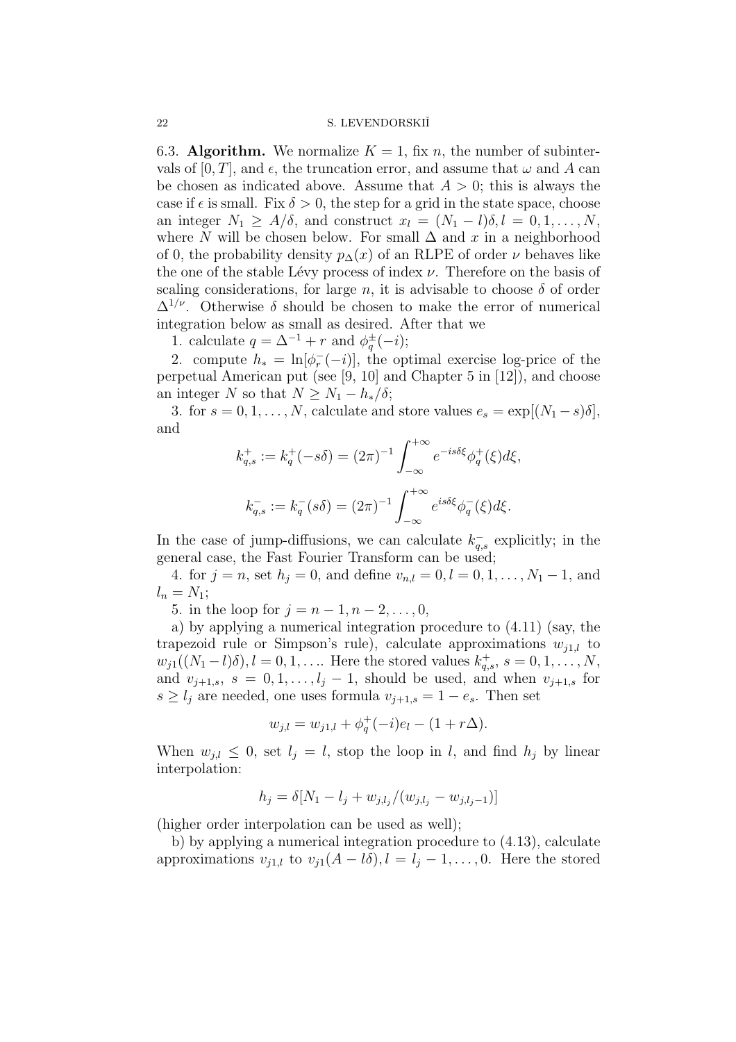6.3. **Algorithm.** We normalize $K = 1$, fix $n$, the number of subintervals of $[0, T]$, and $\epsilon$, the truncation error, and assume that $\omega$ and $A$ can be chosen as indicated above. Assume that $A > 0$; this is always the case if $\epsilon$ is small. Fix $\delta > 0$, the step for a grid in the state space, choose an integer $N_1 \geq A/\delta$, and construct $x_l = (N_1 - l)\delta, l = 0, 1, \dots, N$, where $N$ will be chosen below. For small $\Delta$ and $x$ in a neighborhood of 0, the probability density $p_\Delta(x)$ of an RLPE of order $\nu$ behaves like the one of the stable Lévy process of index $\nu$. Therefore on the basis of scaling considerations, for large $n$, it is advisable to choose $\delta$ of order $\Delta^{1/\nu}$. Otherwise $\delta$ should be chosen to make the error of numerical integration below as small as desired. After that we

1. calculate $q = \Delta^{-1} + r$ and $\phi_q^{\pm}(-i)$;

2. compute $h_* = \ln[\phi_r^-(-i)]$, the optimal exercise log-price of the perpetual American put (see [9, 10] and Chapter 5 in [12]), and choose an integer $N$ so that $N \geq N_1 - h_*/\delta$;

3. for $s = 0, 1, \dots, N$, calculate and store values $e_s = \exp[(N_1 - s)\delta]$, and

$$k_{q,s}^+ := k_q^+(-s\delta) = (2\pi)^{-1} \int_{-\infty}^{+\infty} e^{-is\delta\xi} \phi_q^+(\xi) d\xi,$$

$$k_{q,s}^- := k_q^-(s\delta) = (2\pi)^{-1} \int_{-\infty}^{+\infty} e^{is\delta\xi} \phi_q^-(\xi) d\xi.$$

In the case of jump-diffusions, we can calculate $k_{q,s}^-$ explicitly; in the general case, the Fast Fourier Transform can be used;

4. for $j = n$, set $h_j = 0$, and define $v_{n,l} = 0, l = 0, 1, \dots, N_1 - 1$, and $l_n = N_1$;

5. in the loop for $j = n-1, n-2, \dots, 0$,

a) by applying a numerical integration procedure to (4.11) (say, the trapezoid rule or Simpson's rule), calculate approximations $w_{j1,l}$ to $w_{j1}((N_1 - l)\delta), l = 0, 1, \dots$. Here the stored values $k_{q,s}^+$, $s = 0, 1, \dots, N$, and $v_{j+1,s}$, $s = 0, 1, \dots, l_j - 1$, should be used, and when $v_{j+1,s}$ for $s \geq l_j$ are needed, one uses formula $v_{j+1,s} = 1 - e_s$. Then set

$$w_{j,l} = w_{j1,l} + \phi_q^+(-i)e_l - (1 + r\Delta).$$

When $w_{j,l} \leq 0$, set $l_j = l$, stop the loop in $l$, and find $h_j$ by linear interpolation:

$$h_j = \delta[N_1 - l_j + w_{j,l_j}/(w_{j,l_j} - w_{j,l_j-1})]$$

(higher order interpolation can be used as well);

b) by applying a numerical integration procedure to (4.13), calculate approximations $v_{j1,l}$ to $v_{j1}(A - l\delta), l = l_j - 1, \dots, 0$. Here the stored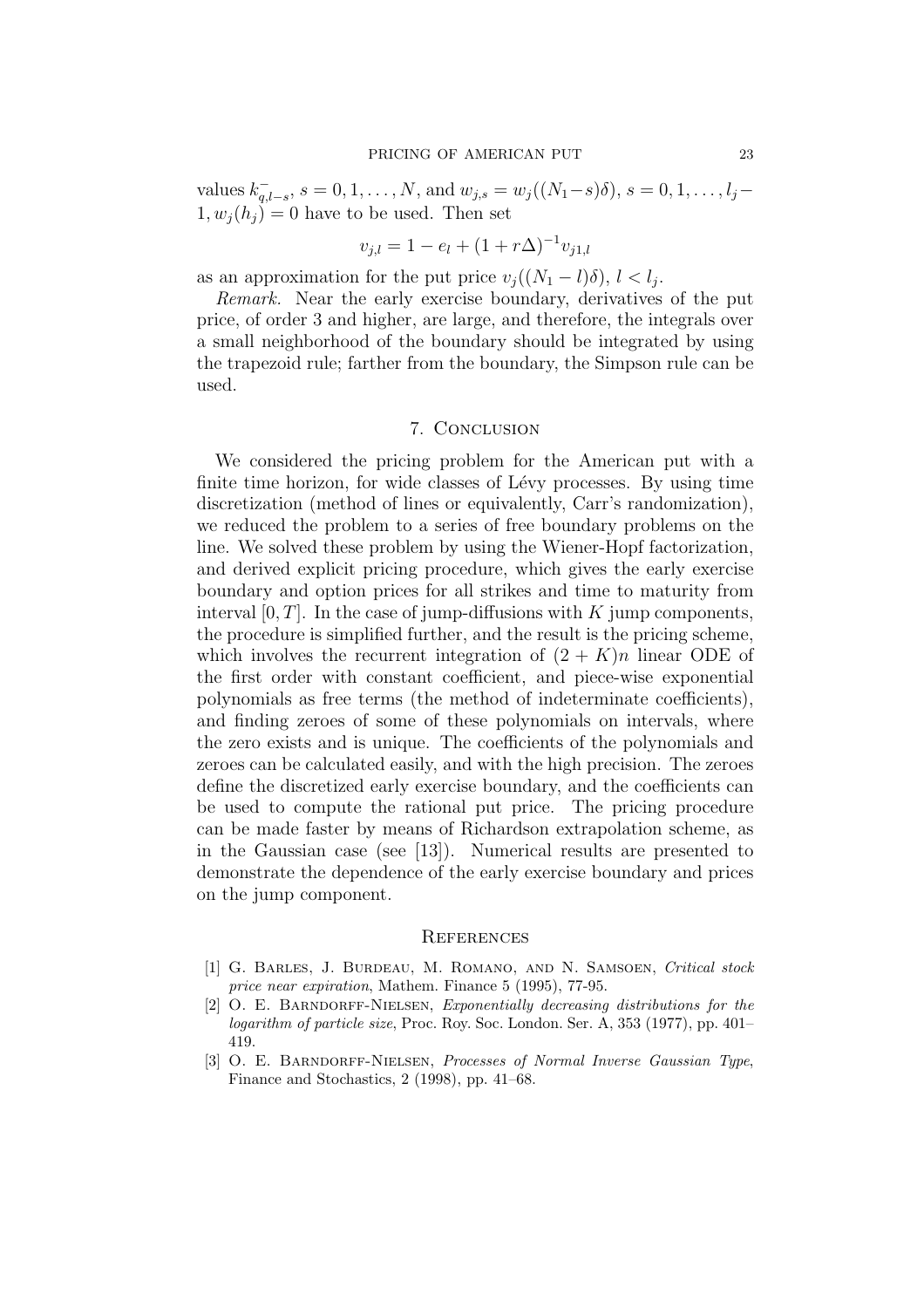values $k^-_{q,l-s}$, $s = 0, 1, \dots, N$, and $w_{j,s} = w_j((N_1 - s)\delta)$, $s = 0, 1, \dots, l_j - 1, w_j(h_j) = 0$ have to be used. Then set

$$v_{j,l} = 1 - e_l + (1 + r\Delta)^{-1} v_{j1,l}$$

as an approximation for the put price $v_j((N_1 - l)\delta)$, $l < l_j$.

*Remark.* Near the early exercise boundary, derivatives of the put price, of order 3 and higher, are large, and therefore, the integrals over a small neighborhood of the boundary should be integrated by using the trapezoid rule; farther from the boundary, the Simpson rule can be used.

## 7. Conclusion

We considered the pricing problem for the American put with a finite time horizon, for wide classes of Lévy processes. By using time discretization (method of lines or equivalently, Carr's randomization), we reduced the problem to a series of free boundary problems on the line. We solved these problem by using the Wiener-Hopf factorization, and derived explicit pricing procedure, which gives the early exercise boundary and option prices for all strikes and time to maturity from interval $[0, T]$. In the case of jump-diffusions with $K$ jump components, the procedure is simplified further, and the result is the pricing scheme, which involves the recurrent integration of $(2 + K)n$ linear ODE of the first order with constant coefficient, and piece-wise exponential polynomials as free terms (the method of indeterminate coefficients), and finding zeroes of some of these polynomials on intervals, where the zero exists and is unique. The coefficients of the polynomials and zeroes can be calculated easily, and with the high precision. The zeroes define the discretized early exercise boundary, and the coefficients can be used to compute the rational put price. The pricing procedure can be made faster by means of Richardson extrapolation scheme, as in the Gaussian case (see [13]). Numerical results are presented to demonstrate the dependence of the early exercise boundary and prices on the jump component.

## References

[1] G. Barles, J. Burdeau, M. Romano, and N. Samsoen, *Critical stock price near expiration*, Mathem. Finance 5 (1995), 77-95.

[2] O. E. Barndorff-Nielsen, *Exponentially decreasing distributions for the logarithm of particle size*, Proc. Roy. Soc. London. Ser. A, 353 (1977), pp. 401–419.

[3] O. E. Barndorff-Nielsen, *Processes of Normal Inverse Gaussian Type*, Finance and Stochastics, 2 (1998), pp. 41–68.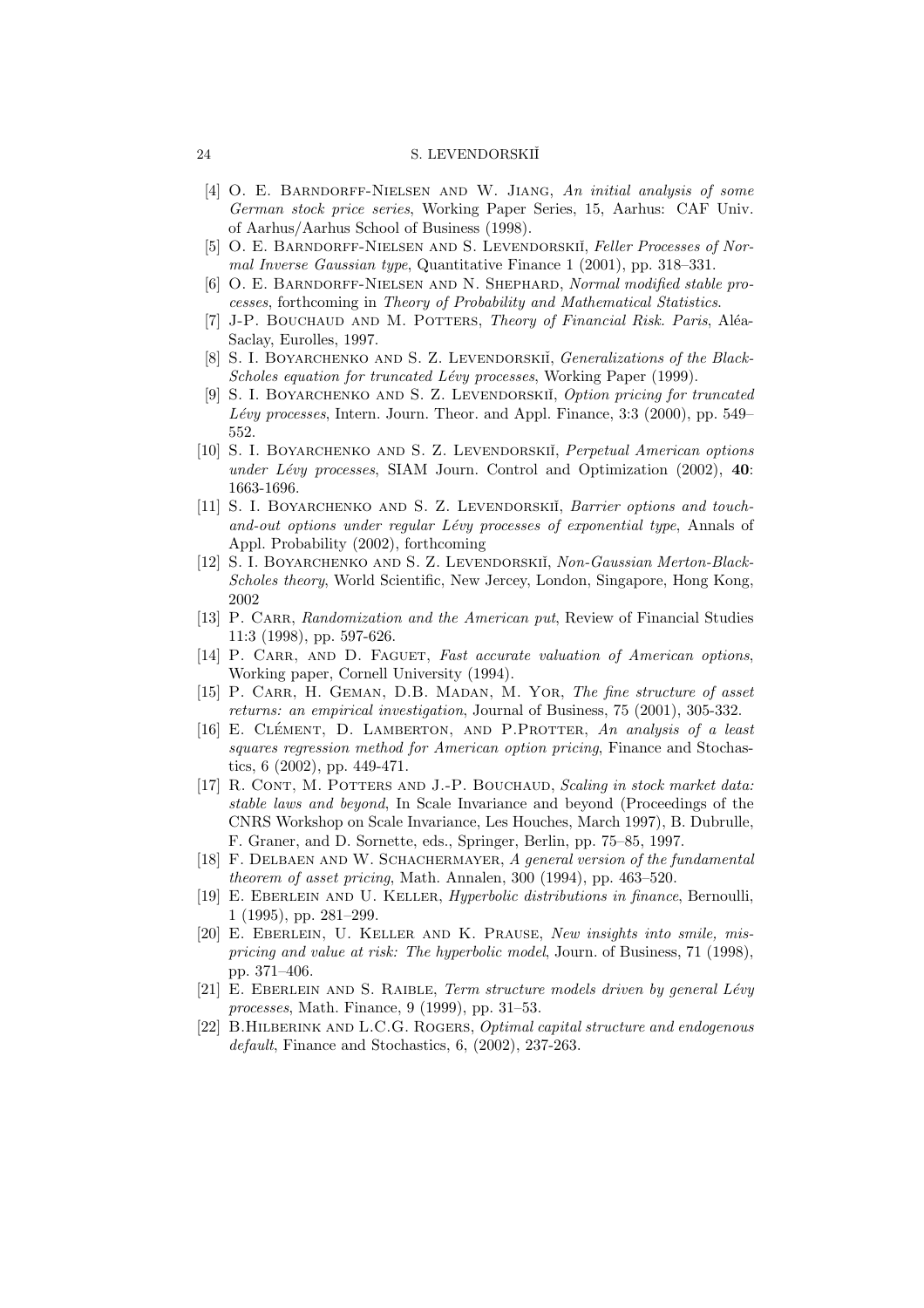[4] O. E. Barndorff-Nielsen and W. Jiang, *An initial analysis of some German stock price series*, Working Paper Series, 15, Aarhus: CAF Univ. of Aarhus/Aarhus School of Business (1998).

[5] O. E. Barndorff-Nielsen and S. Levendorskiĭ, *Feller Processes of Normal Inverse Gaussian type*, Quantitative Finance 1 (2001), pp. 318–331.

[6] O. E. Barndorff-Nielsen and N. Shephard, *Normal modified stable processes*, forthcoming in *Theory of Probability and Mathematical Statistics*.

[7] J-P. Bouchaud and M. Potters, *Theory of Financial Risk. Paris*, Aléa-Saclay, Eurolles, 1997.

[8] S. I. Boyarchenko and S. Z. Levendorskiĭ, *Generalizations of the Black-Scholes equation for truncated Lévy processes*, Working Paper (1999).

[9] S. I. Boyarchenko and S. Z. Levendorskiĭ, *Option pricing for truncated Lévy processes*, Intern. Journ. Theor. and Appl. Finance, 3:3 (2000), pp. 549–552.

[10] S. I. Boyarchenko and S. Z. Levendorskiĭ, *Perpetual American options under Lévy processes*, SIAM Journ. Control and Optimization (2002), **40**: 1663-1696.

[11] S. I. Boyarchenko and S. Z. Levendorskiĭ, *Barrier options and touch-and-out options under regular Lévy processes of exponential type*, Annals of Appl. Probability (2002), forthcoming

[12] S. I. Boyarchenko and S. Z. Levendorskiĭ, *Non-Gaussian Merton-Black-Scholes theory*, World Scientific, New Jercey, London, Singapore, Hong Kong, 2002

[13] P. Carr, *Randomization and the American put*, Review of Financial Studies 11:3 (1998), pp. 597-626.

[14] P. Carr, and D. Faguet, *Fast accurate valuation of American options*, Working paper, Cornell University (1994).

[15] P. Carr, H. Geman, D.B. Madan, M. Yor, *The fine structure of asset returns: an empirical investigation*, Journal of Business, 75 (2001), 305-332.

[16] E. Clément, D. Lamberton, and P.Protter, *An analysis of a least squares regression method for American option pricing*, Finance and Stochastics, 6 (2002), pp. 449-471.

[17] R. Cont, M. Potters and J.-P. Bouchaud, *Scaling in stock market data: stable laws and beyond*, In Scale Invariance and beyond (Proceedings of the CNRS Workshop on Scale Invariance, Les Houches, March 1997), B. Dubrulle, F. Graner, and D. Sornette, eds., Springer, Berlin, pp. 75–85, 1997.

[18] F. Delbaen and W. Schachermayer, *A general version of the fundamental theorem of asset pricing*, Math. Annalen, 300 (1994), pp. 463–520.

[19] E. Eberlein and U. Keller, *Hyperbolic distributions in finance*, Bernoulli, 1 (1995), pp. 281–299.

[20] E. Eberlein, U. Keller and K. Prause, *New insights into smile, mispricing and value at risk: The hyperbolic model*, Journ. of Business, 71 (1998), pp. 371–406.

[21] E. Eberlein and S. Raible, *Term structure models driven by general Lévy processes*, Math. Finance, 9 (1999), pp. 31–53.

[22] B.Hilberink and L.C.G. Rogers, *Optimal capital structure and endogenous default*, Finance and Stochastics, 6, (2002), 237-263.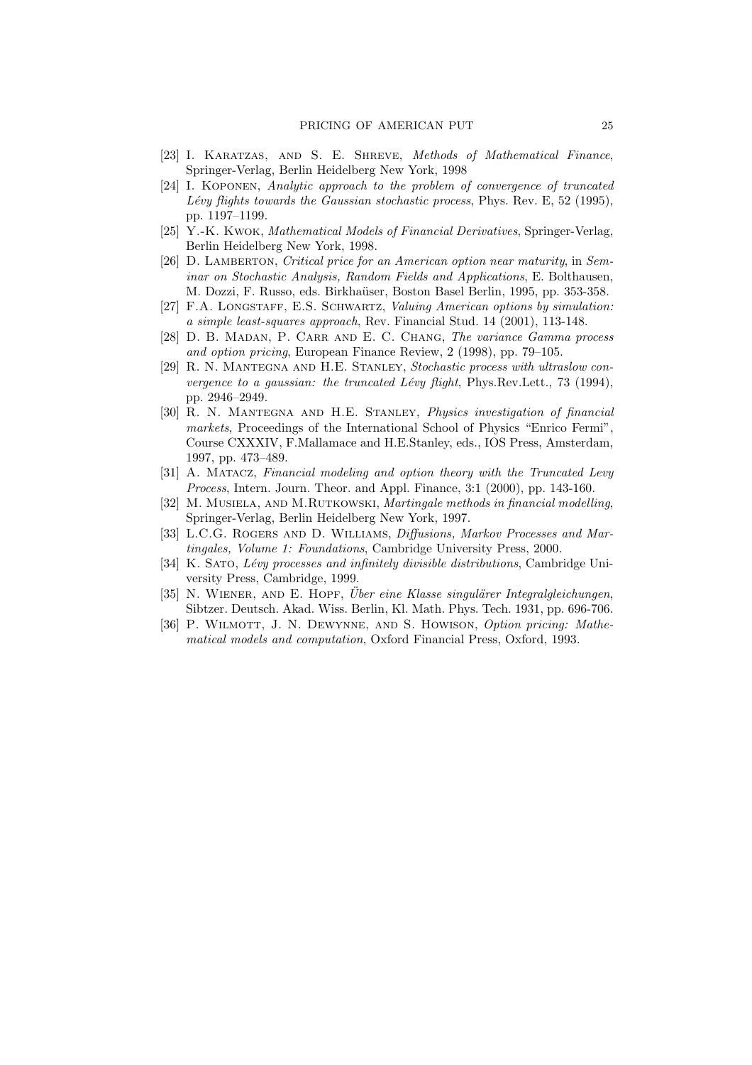[23] I. Karatzas, and S. E. Shreve, *Methods of Mathematical Finance*, Springer-Verlag, Berlin Heidelberg New York, 1998

[24] I. Koponen, *Analytic approach to the problem of convergence of truncated Lévy flights towards the Gaussian stochastic process*, Phys. Rev. E, 52 (1995), pp. 1197–1199.

[25] Y.-K. Kwok, *Mathematical Models of Financial Derivatives*, Springer-Verlag, Berlin Heidelberg New York, 1998.

[26] D. Lamberton, *Critical price for an American option near maturity*, in *Seminar on Stochastic Analysis, Random Fields and Applications*, E. Bolthausen, M. Dozzi, F. Russo, eds. Birkhaüser, Boston Basel Berlin, 1995, pp. 353-358.

[27] F.A. Longstaff, E.S. Schwartz, *Valuing American options by simulation: a simple least-squares approach*, Rev. Financial Stud. 14 (2001), 113-148.

[28] D. B. Madan, P. Carr and E. C. Chang, *The variance Gamma process and option pricing*, European Finance Review, 2 (1998), pp. 79–105.

[29] R. N. Mantegna and H.E. Stanley, *Stochastic process with ultraslow convergence to a gaussian: the truncated Lévy flight*, Phys.Rev.Lett., 73 (1994), pp. 2946–2949.

[30] R. N. Mantegna and H.E. Stanley, *Physics investigation of financial markets*, Proceedings of the International School of Physics "Enrico Fermi", Course CXXXIV, F.Mallamace and H.E.Stanley, eds., IOS Press, Amsterdam, 1997, pp. 473–489.

[31] A. Matacz, *Financial modeling and option theory with the Truncated Levy Process*, Intern. Journ. Theor. and Appl. Finance, 3:1 (2000), pp. 143-160.

[32] M. Musiela, and M.Rutkowski, *Martingale methods in financial modelling*, Springer-Verlag, Berlin Heidelberg New York, 1997.

[33] L.C.G. Rogers and D. Williams, *Diffusions, Markov Processes and Martingales, Volume 1: Foundations*, Cambridge University Press, 2000.

[34] K. Sato, *Lévy processes and infinitely divisible distributions*, Cambridge University Press, Cambridge, 1999.

[35] N. Wiener, and E. Hopf, *Über eine Klasse singulärer Integralgleichungen*, Sibtzer. Deutsch. Akad. Wiss. Berlin, Kl. Math. Phys. Tech. 1931, pp. 696-706.

[36] P. Wilmott, J. N. Dewynne, and S. Howison, *Option pricing: Mathematical models and computation*, Oxford Financial Press, Oxford, 1993.